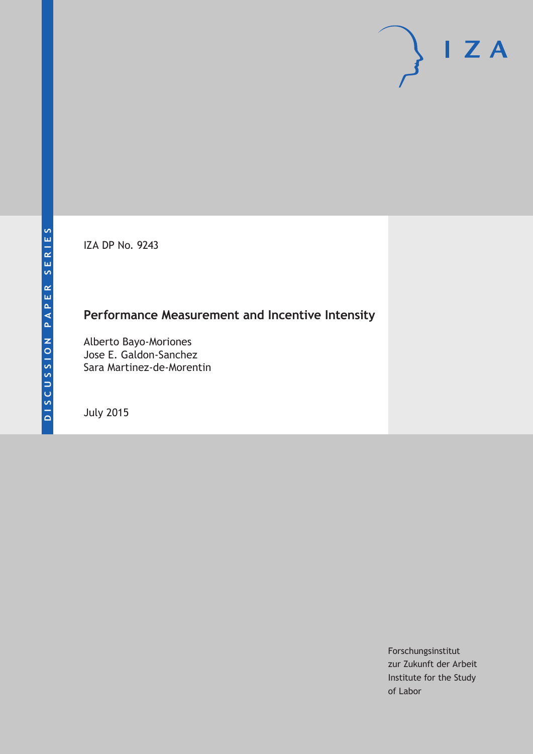DISCUSSION PAPER SERIES

IZA DP No. 9243

# Performance Measurement and Incentive Intensity

Alberto Bayo-Moriones
Jose E. Galdon-Sanchez
Sara Martinez-de-Morentin

July 2015

Forschungsinstitut
zur Zukunft der Arbeit
Institute for the Study
of Labor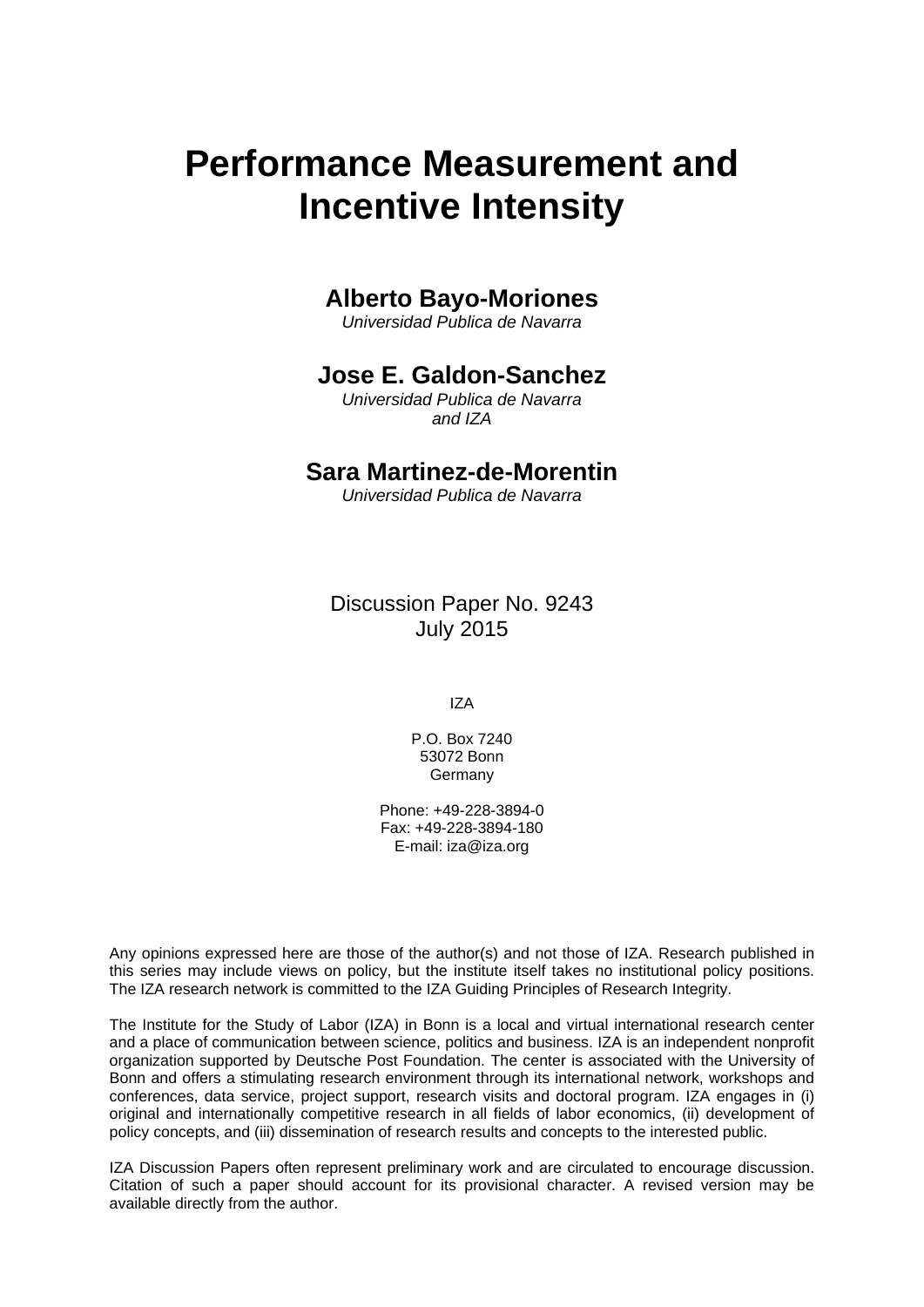# Performance Measurement and Incentive Intensity

**Alberto Bayo-Moriones**
*Universidad Publica de Navarra*

**Jose E. Galdon-Sanchez**
*Universidad Publica de Navarra and IZA*

**Sara Martinez-de-Morentin**
*Universidad Publica de Navarra*

Discussion Paper No. 9243
July 2015

IZA

P.O. Box 7240
53072 Bonn
Germany

Phone: +49-228-3894-0
Fax: +49-228-3894-180
E-mail: iza@iza.org

Any opinions expressed here are those of the author(s) and not those of IZA. Research published in this series may include views on policy, but the institute itself takes no institutional policy positions. The IZA research network is committed to the IZA Guiding Principles of Research Integrity.

The Institute for the Study of Labor (IZA) in Bonn is a local and virtual international research center and a place of communication between science, politics and business. IZA is an independent nonprofit organization supported by Deutsche Post Foundation. The center is associated with the University of Bonn and offers a stimulating research environment through its international network, workshops and conferences, data service, project support, research visits and doctoral program. IZA engages in (i) original and internationally competitive research in all fields of labor economics, (ii) development of policy concepts, and (iii) dissemination of research results and concepts to the interested public.

IZA Discussion Papers often represent preliminary work and are circulated to encourage discussion. Citation of such a paper should account for its provisional character. A revised version may be available directly from the author.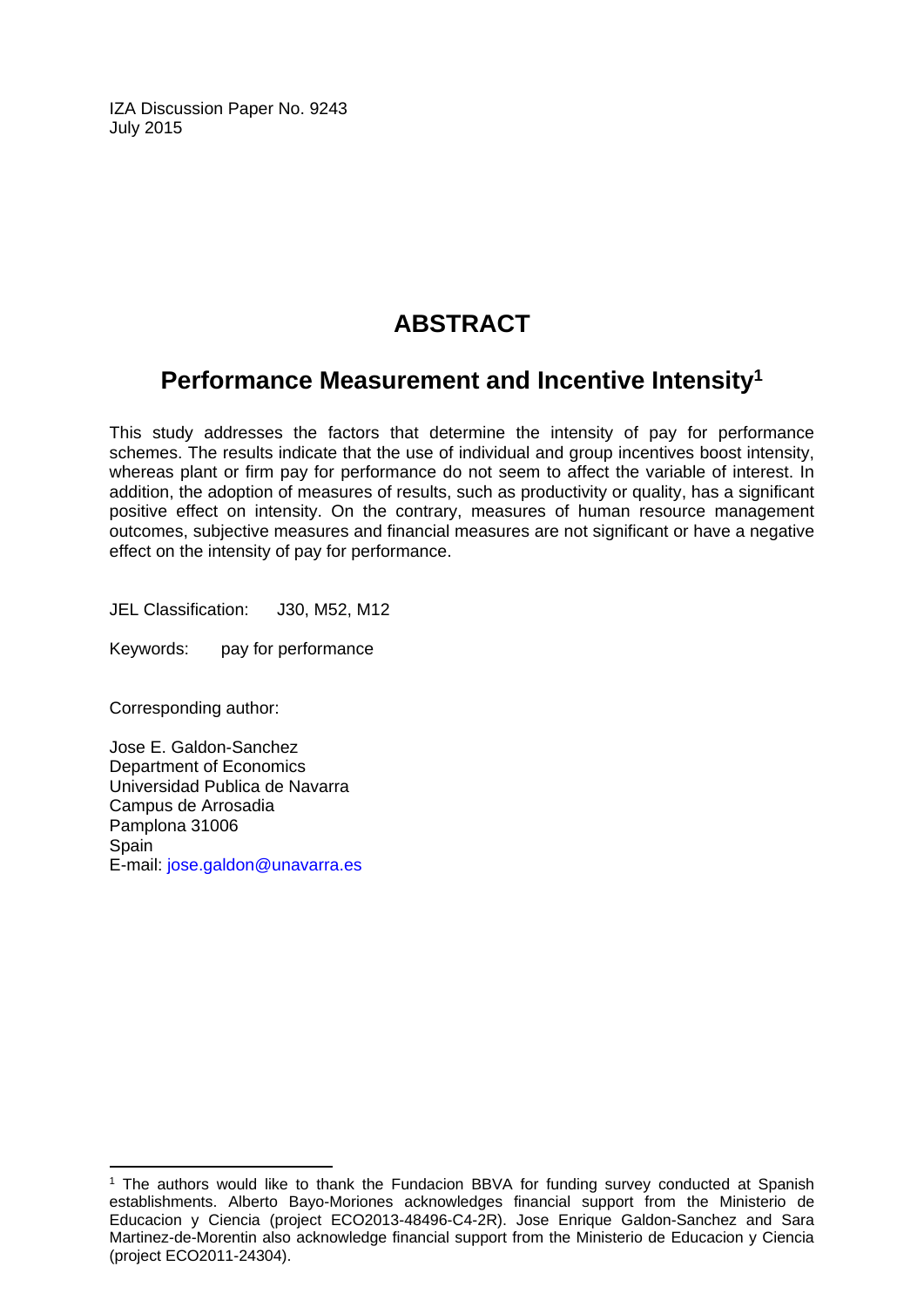IZA Discussion Paper No. 9243
July 2015

# ABSTRACT

## Performance Measurement and Incentive Intensity[1]

This study addresses the factors that determine the intensity of pay for performance schemes. The results indicate that the use of individual and group incentives boost intensity, whereas plant or firm pay for performance do not seem to affect the variable of interest. In addition, the adoption of measures of results, such as productivity or quality, has a significant positive effect on intensity. On the contrary, measures of human resource management outcomes, subjective measures and financial measures are not significant or have a negative effect on the intensity of pay for performance.

JEL Classification: J30, M52, M12

Keywords: pay for performance

Corresponding author:

Jose E. Galdon-Sanchez
Department of Economics
Universidad Publica de Navarra
Campus de Arrosadia
Pamplona 31006
Spain
E-mail: jose.galdon@unavarra.es

---

[1] The authors would like to thank the Fundacion BBVA for funding survey conducted at Spanish establishments. Alberto Bayo-Moriones acknowledges financial support from the Ministerio de Educacion y Ciencia (project ECO2013-48496-C4-2R). Jose Enrique Galdon-Sanchez and Sara Martinez-de-Morentin also acknowledge financial support from the Ministerio de Educacion y Ciencia (project ECO2011-24304).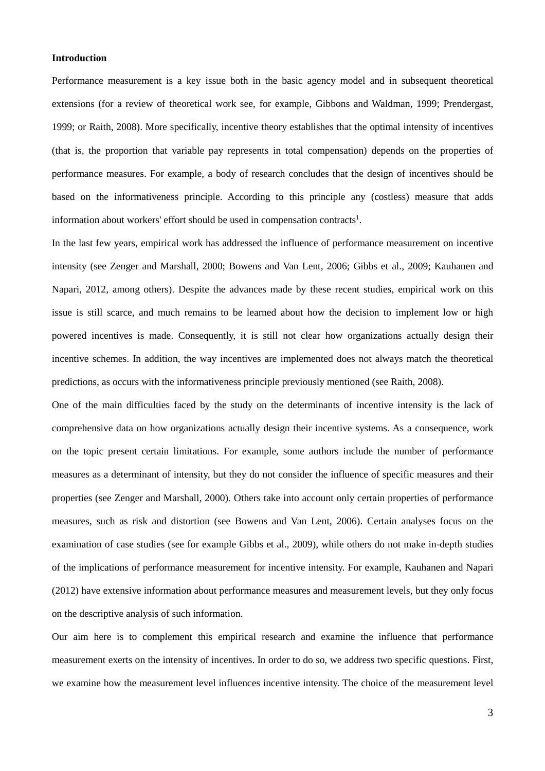**Introduction**

Performance measurement is a key issue both in the basic agency model and in subsequent theoretical extensions (for a review of theoretical work see, for example, Gibbons and Waldman, 1999; Prendergast, 1999; or Raith, 2008). More specifically, incentive theory establishes that the optimal intensity of incentives (that is, the proportion that variable pay represents in total compensation) depends on the properties of performance measures. For example, a body of research concludes that the design of incentives should be based on the informativeness principle. According to this principle any (costless) measure that adds information about workers' effort should be used in compensation contracts[1].

In the last few years, empirical work has addressed the influence of performance measurement on incentive intensity (see Zenger and Marshall, 2000; Bowens and Van Lent, 2006; Gibbs et al., 2009; Kauhanen and Napari, 2012, among others). Despite the advances made by these recent studies, empirical work on this issue is still scarce, and much remains to be learned about how the decision to implement low or high powered incentives is made. Consequently, it is still not clear how organizations actually design their incentive schemes. In addition, the way incentives are implemented does not always match the theoretical predictions, as occurs with the informativeness principle previously mentioned (see Raith, 2008).

One of the main difficulties faced by the study on the determinants of incentive intensity is the lack of comprehensive data on how organizations actually design their incentive systems. As a consequence, work on the topic present certain limitations. For example, some authors include the number of performance measures as a determinant of intensity, but they do not consider the influence of specific measures and their properties (see Zenger and Marshall, 2000). Others take into account only certain properties of performance measures, such as risk and distortion (see Bowens and Van Lent, 2006). Certain analyses focus on the examination of case studies (see for example Gibbs et al., 2009), while others do not make in-depth studies of the implications of performance measurement for incentive intensity. For example, Kauhanen and Napari (2012) have extensive information about performance measures and measurement levels, but they only focus on the descriptive analysis of such information.

Our aim here is to complement this empirical research and examine the influence that performance measurement exerts on the intensity of incentives. In order to do so, we address two specific questions. First, we examine how the measurement level influences incentive intensity. The choice of the measurement level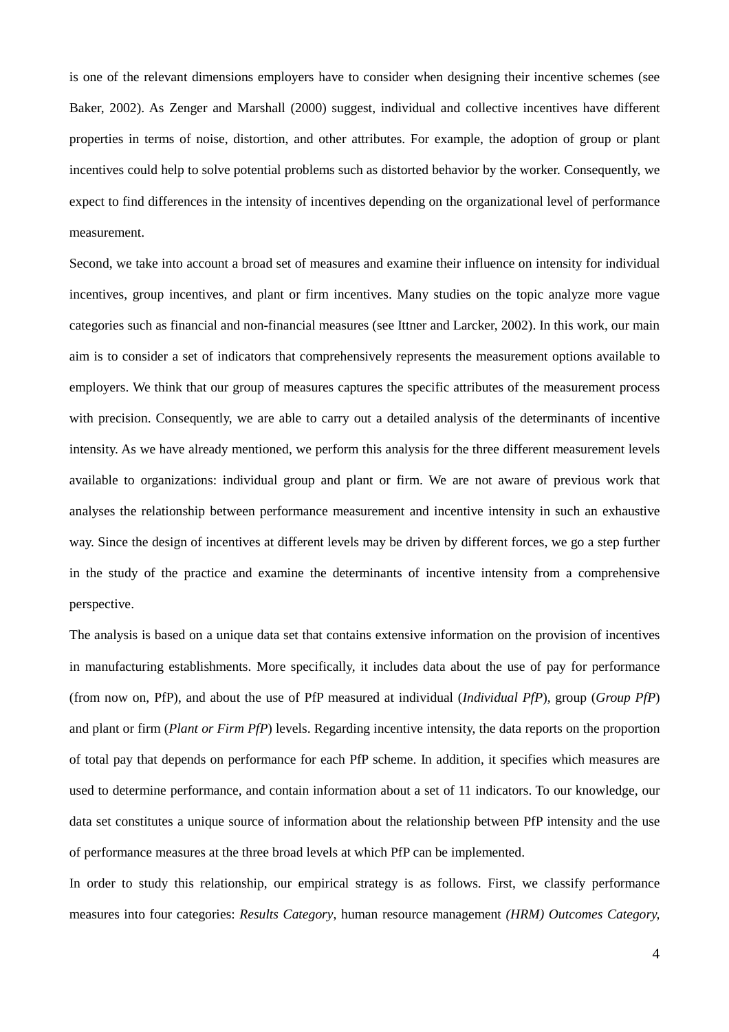is one of the relevant dimensions employers have to consider when designing their incentive schemes (see Baker, 2002). As Zenger and Marshall (2000) suggest, individual and collective incentives have different properties in terms of noise, distortion, and other attributes. For example, the adoption of group or plant incentives could help to solve potential problems such as distorted behavior by the worker. Consequently, we expect to find differences in the intensity of incentives depending on the organizational level of performance measurement.

Second, we take into account a broad set of measures and examine their influence on intensity for individual incentives, group incentives, and plant or firm incentives. Many studies on the topic analyze more vague categories such as financial and non-financial measures (see Ittner and Larcker, 2002). In this work, our main aim is to consider a set of indicators that comprehensively represents the measurement options available to employers. We think that our group of measures captures the specific attributes of the measurement process with precision. Consequently, we are able to carry out a detailed analysis of the determinants of incentive intensity. As we have already mentioned, we perform this analysis for the three different measurement levels available to organizations: individual group and plant or firm. We are not aware of previous work that analyses the relationship between performance measurement and incentive intensity in such an exhaustive way. Since the design of incentives at different levels may be driven by different forces, we go a step further in the study of the practice and examine the determinants of incentive intensity from a comprehensive perspective.

The analysis is based on a unique data set that contains extensive information on the provision of incentives in manufacturing establishments. More specifically, it includes data about the use of pay for performance (from now on, PfP), and about the use of PfP measured at individual (*Individual PfP*), group (*Group PfP*) and plant or firm (*Plant or Firm PfP*) levels. Regarding incentive intensity, the data reports on the proportion of total pay that depends on performance for each PfP scheme. In addition, it specifies which measures are used to determine performance, and contain information about a set of 11 indicators. To our knowledge, our data set constitutes a unique source of information about the relationship between PfP intensity and the use of performance measures at the three broad levels at which PfP can be implemented.

In order to study this relationship, our empirical strategy is as follows. First, we classify performance measures into four categories: *Results Category*, human resource management *(HRM) Outcomes Category*,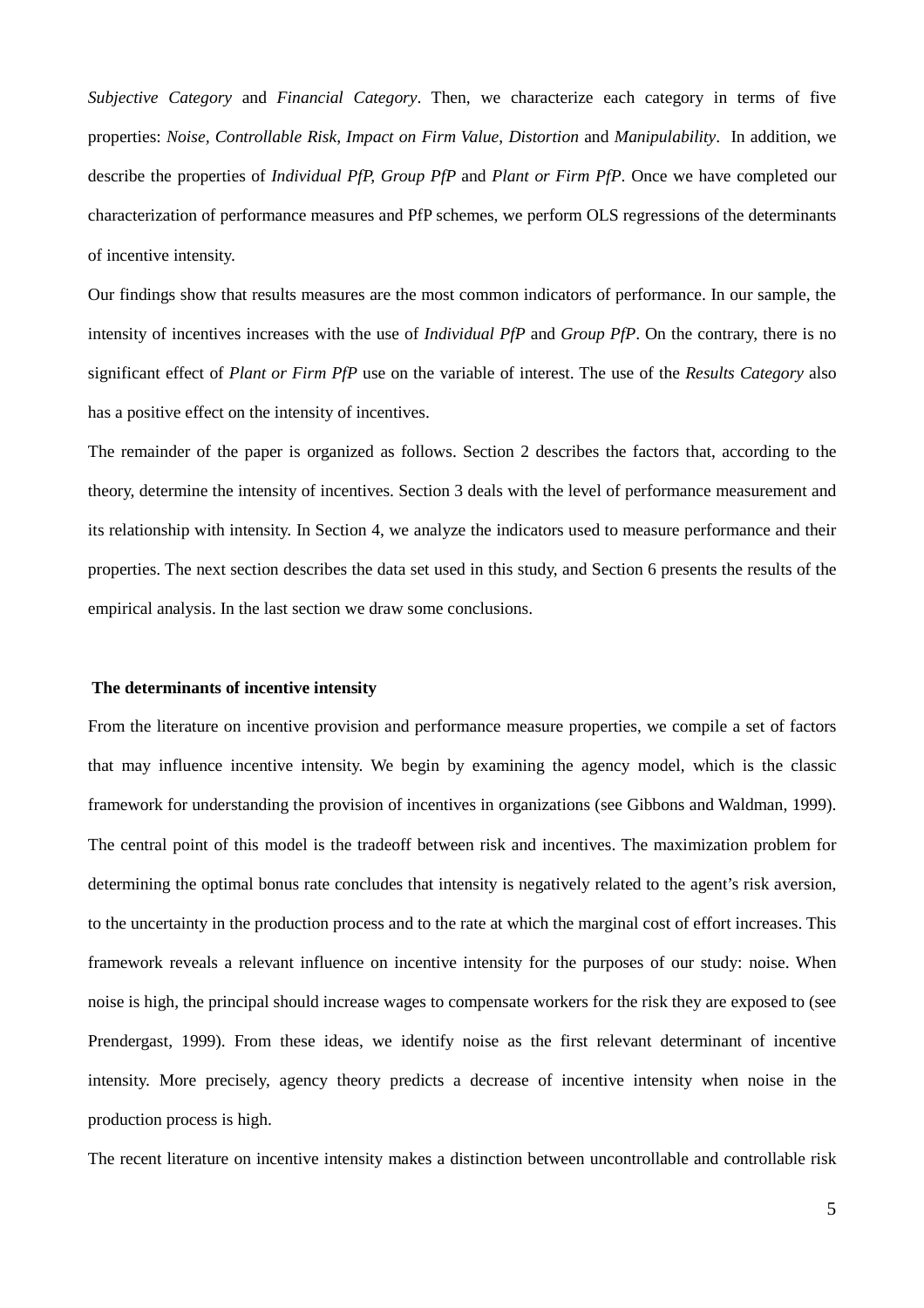*Subjective Category* and *Financial Category*. Then, we characterize each category in terms of five properties: *Noise*, *Controllable Risk*, *Impact on Firm Value*, *Distortion* and *Manipulability*. In addition, we describe the properties of *Individual PfP*, *Group PfP* and *Plant or Firm PfP*. Once we have completed our characterization of performance measures and PfP schemes, we perform OLS regressions of the determinants of incentive intensity.

Our findings show that results measures are the most common indicators of performance. In our sample, the intensity of incentives increases with the use of *Individual PfP* and *Group PfP*. On the contrary, there is no significant effect of *Plant or Firm PfP* use on the variable of interest. The use of the *Results Category* also has a positive effect on the intensity of incentives.

The remainder of the paper is organized as follows. Section 2 describes the factors that, according to the theory, determine the intensity of incentives. Section 3 deals with the level of performance measurement and its relationship with intensity. In Section 4, we analyze the indicators used to measure performance and their properties. The next section describes the data set used in this study, and Section 6 presents the results of the empirical analysis. In the last section we draw some conclusions.

## The determinants of incentive intensity

From the literature on incentive provision and performance measure properties, we compile a set of factors that may influence incentive intensity. We begin by examining the agency model, which is the classic framework for understanding the provision of incentives in organizations (see Gibbons and Waldman, 1999). The central point of this model is the tradeoff between risk and incentives. The maximization problem for determining the optimal bonus rate concludes that intensity is negatively related to the agent's risk aversion, to the uncertainty in the production process and to the rate at which the marginal cost of effort increases. This framework reveals a relevant influence on incentive intensity for the purposes of our study: noise. When noise is high, the principal should increase wages to compensate workers for the risk they are exposed to (see Prendergast, 1999). From these ideas, we identify noise as the first relevant determinant of incentive intensity. More precisely, agency theory predicts a decrease of incentive intensity when noise in the production process is high.

The recent literature on incentive intensity makes a distinction between uncontrollable and controllable risk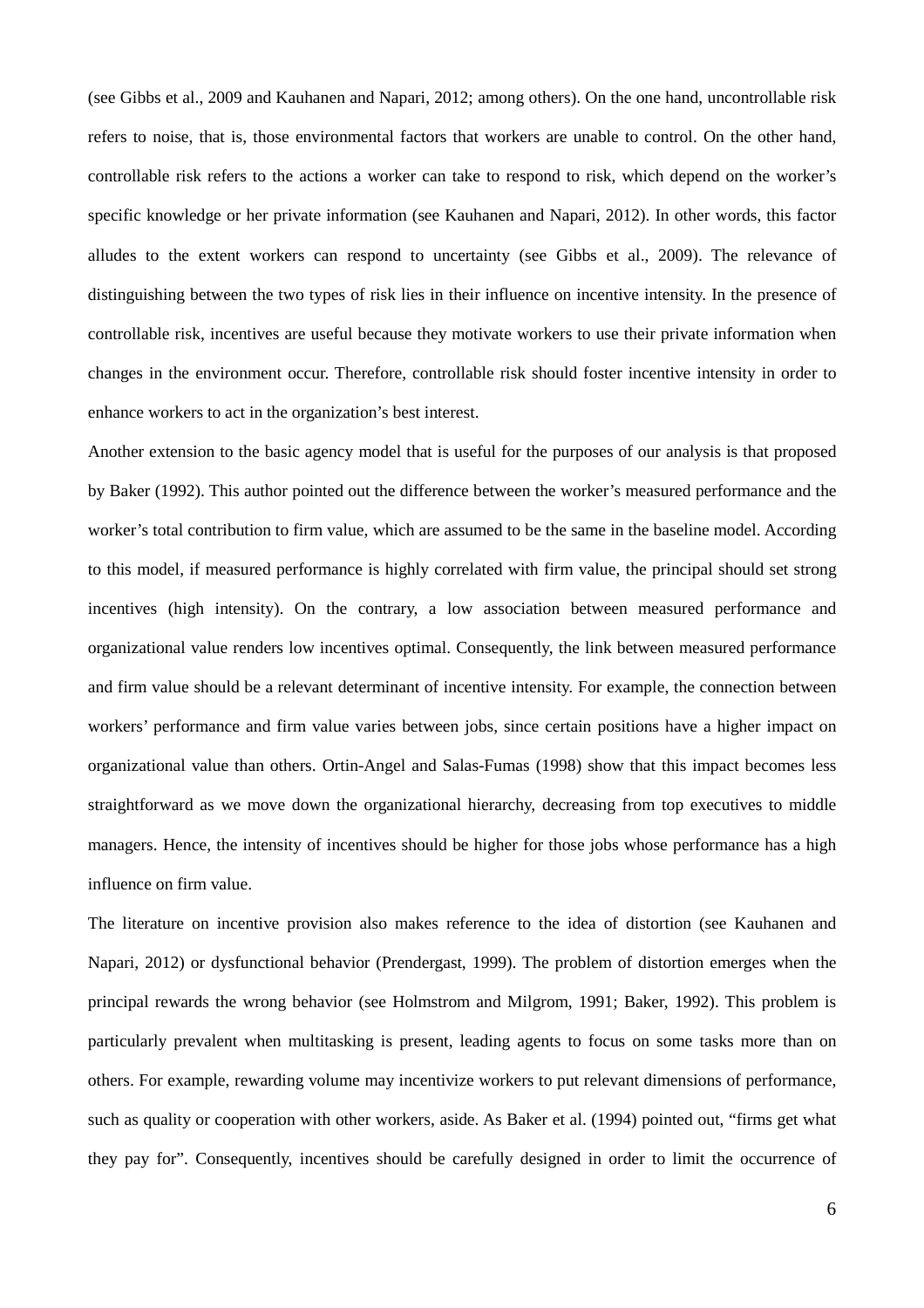(see Gibbs et al., 2009 and Kauhanen and Napari, 2012; among others). On the one hand, uncontrollable risk refers to noise, that is, those environmental factors that workers are unable to control. On the other hand, controllable risk refers to the actions a worker can take to respond to risk, which depend on the worker's specific knowledge or her private information (see Kauhanen and Napari, 2012). In other words, this factor alludes to the extent workers can respond to uncertainty (see Gibbs et al., 2009). The relevance of distinguishing between the two types of risk lies in their influence on incentive intensity. In the presence of controllable risk, incentives are useful because they motivate workers to use their private information when changes in the environment occur. Therefore, controllable risk should foster incentive intensity in order to enhance workers to act in the organization's best interest.

Another extension to the basic agency model that is useful for the purposes of our analysis is that proposed by Baker (1992). This author pointed out the difference between the worker's measured performance and the worker's total contribution to firm value, which are assumed to be the same in the baseline model. According to this model, if measured performance is highly correlated with firm value, the principal should set strong incentives (high intensity). On the contrary, a low association between measured performance and organizational value renders low incentives optimal. Consequently, the link between measured performance and firm value should be a relevant determinant of incentive intensity. For example, the connection between workers' performance and firm value varies between jobs, since certain positions have a higher impact on organizational value than others. Ortin-Angel and Salas-Fumas (1998) show that this impact becomes less straightforward as we move down the organizational hierarchy, decreasing from top executives to middle managers. Hence, the intensity of incentives should be higher for those jobs whose performance has a high influence on firm value.

The literature on incentive provision also makes reference to the idea of distortion (see Kauhanen and Napari, 2012) or dysfunctional behavior (Prendergast, 1999). The problem of distortion emerges when the principal rewards the wrong behavior (see Holmstrom and Milgrom, 1991; Baker, 1992). This problem is particularly prevalent when multitasking is present, leading agents to focus on some tasks more than on others. For example, rewarding volume may incentivize workers to put relevant dimensions of performance, such as quality or cooperation with other workers, aside. As Baker et al. (1994) pointed out, "firms get what they pay for". Consequently, incentives should be carefully designed in order to limit the occurrence of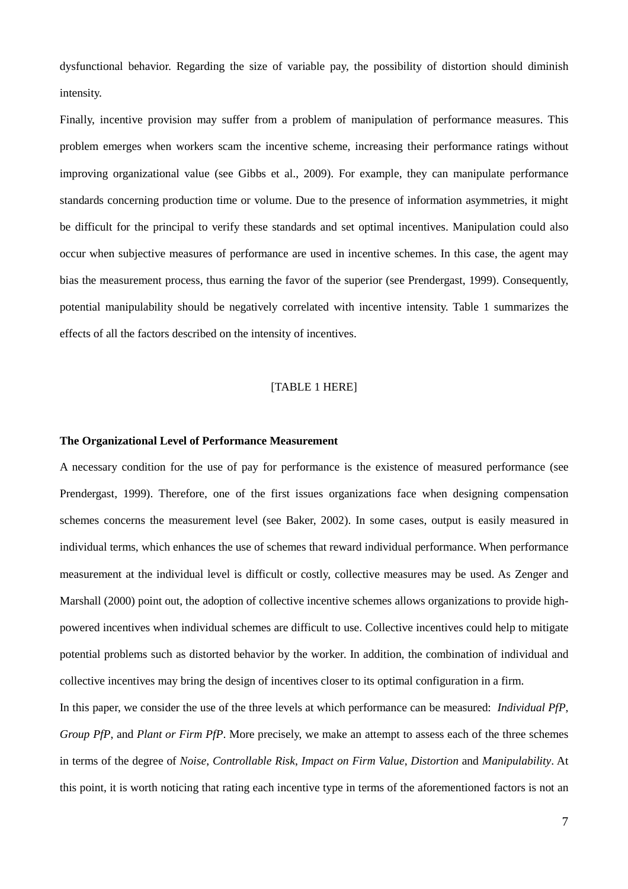dysfunctional behavior. Regarding the size of variable pay, the possibility of distortion should diminish intensity.

Finally, incentive provision may suffer from a problem of manipulation of performance measures. This problem emerges when workers scam the incentive scheme, increasing their performance ratings without improving organizational value (see Gibbs et al., 2009). For example, they can manipulate performance standards concerning production time or volume. Due to the presence of information asymmetries, it might be difficult for the principal to verify these standards and set optimal incentives. Manipulation could also occur when subjective measures of performance are used in incentive schemes. In this case, the agent may bias the measurement process, thus earning the favor of the superior (see Prendergast, 1999). Consequently, potential manipulability should be negatively correlated with incentive intensity. Table 1 summarizes the effects of all the factors described on the intensity of incentives.

[TABLE 1 HERE]

**The Organizational Level of Performance Measurement**

A necessary condition for the use of pay for performance is the existence of measured performance (see Prendergast, 1999). Therefore, one of the first issues organizations face when designing compensation schemes concerns the measurement level (see Baker, 2002). In some cases, output is easily measured in individual terms, which enhances the use of schemes that reward individual performance. When performance measurement at the individual level is difficult or costly, collective measures may be used. As Zenger and Marshall (2000) point out, the adoption of collective incentive schemes allows organizations to provide high-powered incentives when individual schemes are difficult to use. Collective incentives could help to mitigate potential problems such as distorted behavior by the worker. In addition, the combination of individual and collective incentives may bring the design of incentives closer to its optimal configuration in a firm.

In this paper, we consider the use of the three levels at which performance can be measured: *Individual PfP*, *Group PfP*, and *Plant or Firm PfP*. More precisely, we make an attempt to assess each of the three schemes in terms of the degree of *Noise*, *Controllable Risk*, *Impact on Firm Value*, *Distortion* and *Manipulability*. At this point, it is worth noticing that rating each incentive type in terms of the aforementioned factors is not an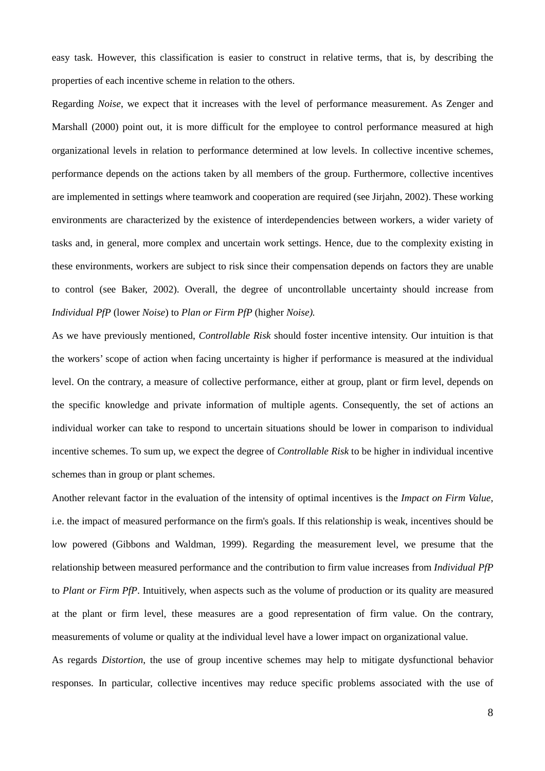easy task. However, this classification is easier to construct in relative terms, that is, by describing the properties of each incentive scheme in relation to the others.

Regarding *Noise*, we expect that it increases with the level of performance measurement. As Zenger and Marshall (2000) point out, it is more difficult for the employee to control performance measured at high organizational levels in relation to performance determined at low levels. In collective incentive schemes, performance depends on the actions taken by all members of the group. Furthermore, collective incentives are implemented in settings where teamwork and cooperation are required (see Jirjahn, 2002). These working environments are characterized by the existence of interdependencies between workers, a wider variety of tasks and, in general, more complex and uncertain work settings. Hence, due to the complexity existing in these environments, workers are subject to risk since their compensation depends on factors they are unable to control (see Baker, 2002). Overall, the degree of uncontrollable uncertainty should increase from *Individual PfP* (lower *Noise*) to *Plan or Firm PfP* (higher *Noise).*

As we have previously mentioned, *Controllable Risk* should foster incentive intensity. Our intuition is that the workers' scope of action when facing uncertainty is higher if performance is measured at the individual level. On the contrary, a measure of collective performance, either at group, plant or firm level, depends on the specific knowledge and private information of multiple agents. Consequently, the set of actions an individual worker can take to respond to uncertain situations should be lower in comparison to individual incentive schemes. To sum up, we expect the degree of *Controllable Risk* to be higher in individual incentive schemes than in group or plant schemes.

Another relevant factor in the evaluation of the intensity of optimal incentives is the *Impact on Firm Value*, i.e. the impact of measured performance on the firm's goals. If this relationship is weak, incentives should be low powered (Gibbons and Waldman, 1999). Regarding the measurement level, we presume that the relationship between measured performance and the contribution to firm value increases from *Individual PfP* to *Plant or Firm PfP*. Intuitively, when aspects such as the volume of production or its quality are measured at the plant or firm level, these measures are a good representation of firm value. On the contrary, measurements of volume or quality at the individual level have a lower impact on organizational value.

As regards *Distortion*, the use of group incentive schemes may help to mitigate dysfunctional behavior responses. In particular, collective incentives may reduce specific problems associated with the use of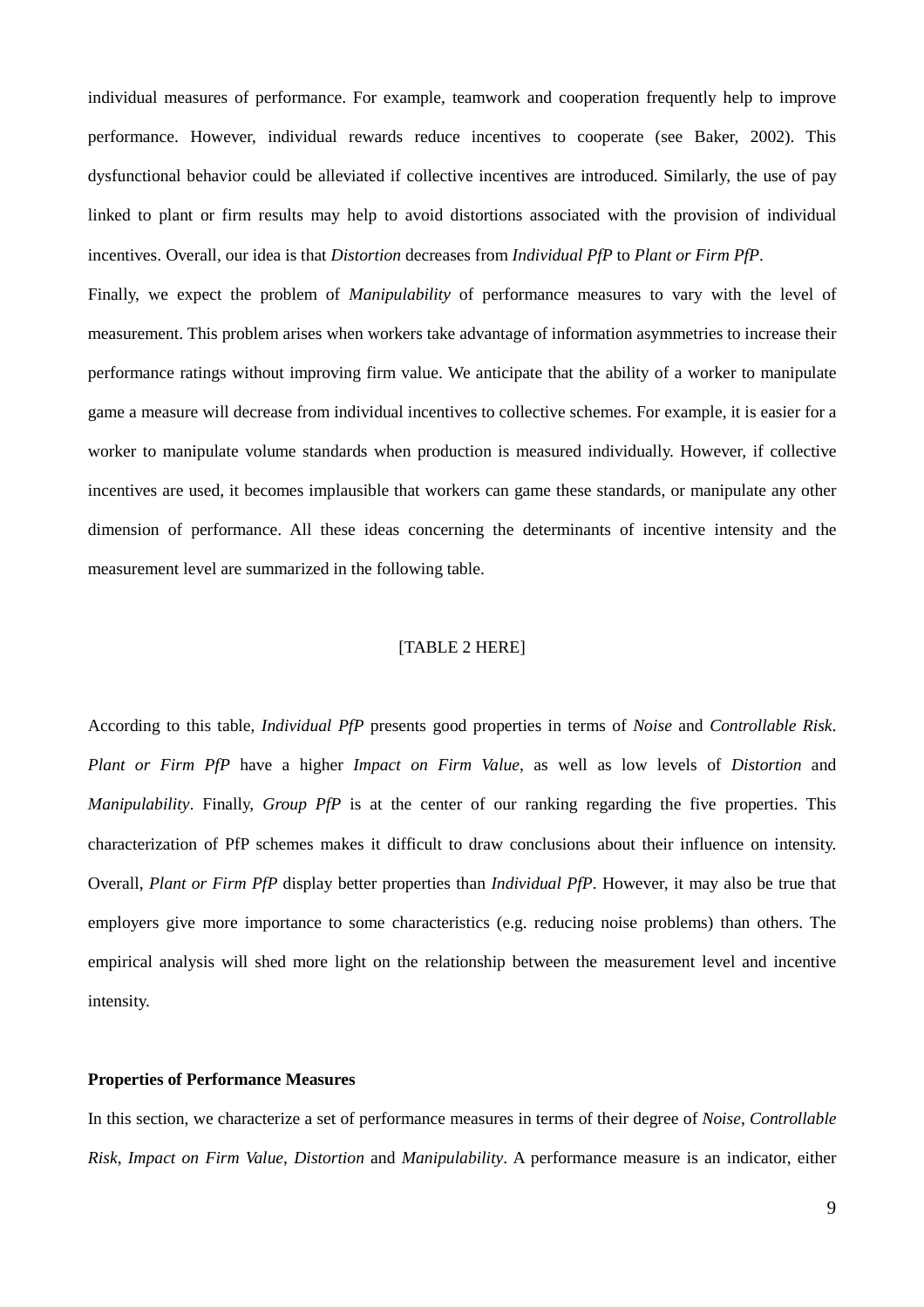individual measures of performance. For example, teamwork and cooperation frequently help to improve performance. However, individual rewards reduce incentives to cooperate (see Baker, 2002). This dysfunctional behavior could be alleviated if collective incentives are introduced. Similarly, the use of pay linked to plant or firm results may help to avoid distortions associated with the provision of individual incentives. Overall, our idea is that *Distortion* decreases from *Individual PfP* to *Plant or Firm PfP*.

Finally, we expect the problem of *Manipulability* of performance measures to vary with the level of measurement. This problem arises when workers take advantage of information asymmetries to increase their performance ratings without improving firm value. We anticipate that the ability of a worker to manipulate game a measure will decrease from individual incentives to collective schemes. For example, it is easier for a worker to manipulate volume standards when production is measured individually. However, if collective incentives are used, it becomes implausible that workers can game these standards, or manipulate any other dimension of performance. All these ideas concerning the determinants of incentive intensity and the measurement level are summarized in the following table.

[TABLE 2 HERE]

According to this table, *Individual PfP* presents good properties in terms of *Noise* and *Controllable Risk*. *Plant or Firm PfP* have a higher *Impact on Firm Value*, as well as low levels of *Distortion* and *Manipulability*. Finally, *Group PfP* is at the center of our ranking regarding the five properties. This characterization of PfP schemes makes it difficult to draw conclusions about their influence on intensity. Overall, *Plant or Firm PfP* display better properties than *Individual PfP*. However, it may also be true that employers give more importance to some characteristics (e.g. reducing noise problems) than others. The empirical analysis will shed more light on the relationship between the measurement level and incentive intensity.

**Properties of Performance Measures**

In this section, we characterize a set of performance measures in terms of their degree of *Noise*, *Controllable Risk*, *Impact on Firm Value*, *Distortion* and *Manipulability*. A performance measure is an indicator, either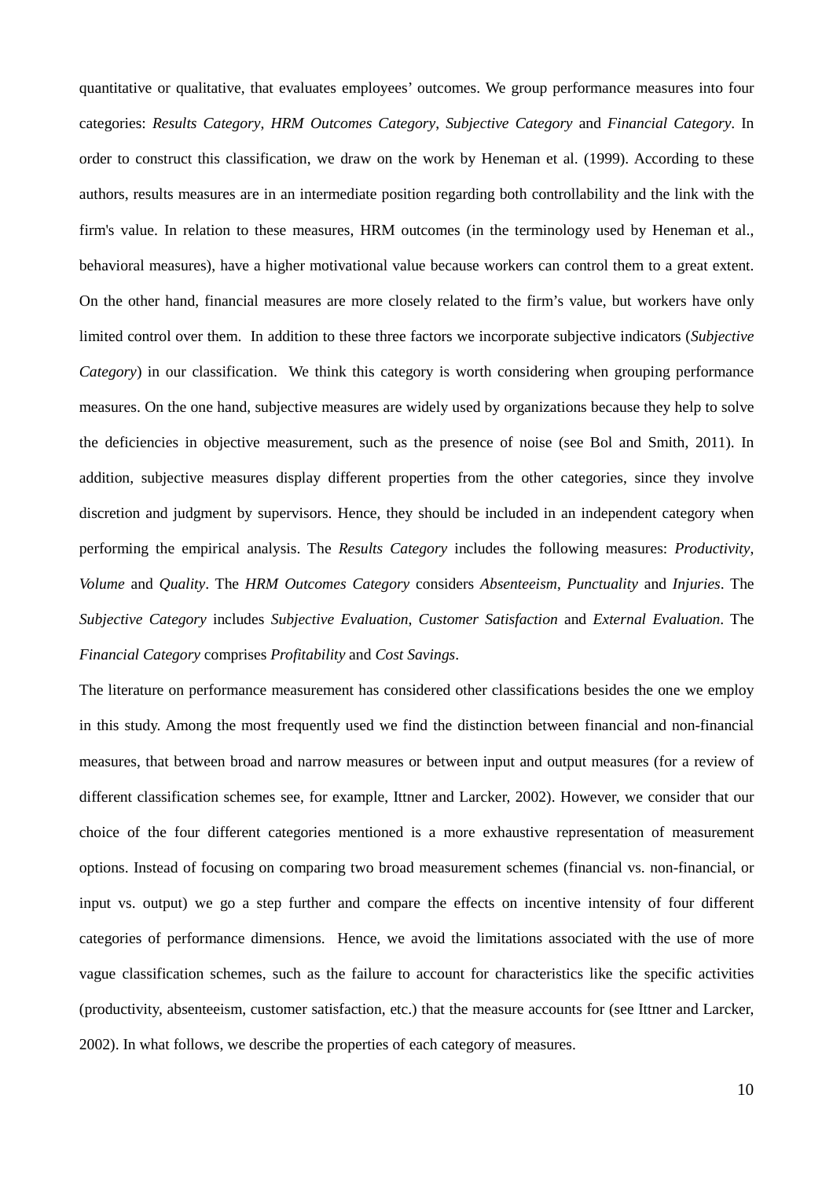quantitative or qualitative, that evaluates employees' outcomes. We group performance measures into four categories: *Results Category*, *HRM Outcomes Category*, *Subjective Category* and *Financial Category*. In order to construct this classification, we draw on the work by Heneman et al. (1999). According to these authors, results measures are in an intermediate position regarding both controllability and the link with the firm's value. In relation to these measures, HRM outcomes (in the terminology used by Heneman et al., behavioral measures), have a higher motivational value because workers can control them to a great extent. On the other hand, financial measures are more closely related to the firm's value, but workers have only limited control over them. In addition to these three factors we incorporate subjective indicators (*Subjective Category*) in our classification. We think this category is worth considering when grouping performance measures. On the one hand, subjective measures are widely used by organizations because they help to solve the deficiencies in objective measurement, such as the presence of noise (see Bol and Smith, 2011). In addition, subjective measures display different properties from the other categories, since they involve discretion and judgment by supervisors. Hence, they should be included in an independent category when performing the empirical analysis. The *Results Category* includes the following measures: *Productivity*, *Volume* and *Quality*. The *HRM Outcomes Category* considers *Absenteeism*, *Punctuality* and *Injuries*. The *Subjective Category* includes *Subjective Evaluation*, *Customer Satisfaction* and *External Evaluation*. The *Financial Category* comprises *Profitability* and *Cost Savings*.

The literature on performance measurement has considered other classifications besides the one we employ in this study. Among the most frequently used we find the distinction between financial and non-financial measures, that between broad and narrow measures or between input and output measures (for a review of different classification schemes see, for example, Ittner and Larcker, 2002). However, we consider that our choice of the four different categories mentioned is a more exhaustive representation of measurement options. Instead of focusing on comparing two broad measurement schemes (financial vs. non-financial, or input vs. output) we go a step further and compare the effects on incentive intensity of four different categories of performance dimensions. Hence, we avoid the limitations associated with the use of more vague classification schemes, such as the failure to account for characteristics like the specific activities (productivity, absenteeism, customer satisfaction, etc.) that the measure accounts for (see Ittner and Larcker, 2002). In what follows, we describe the properties of each category of measures.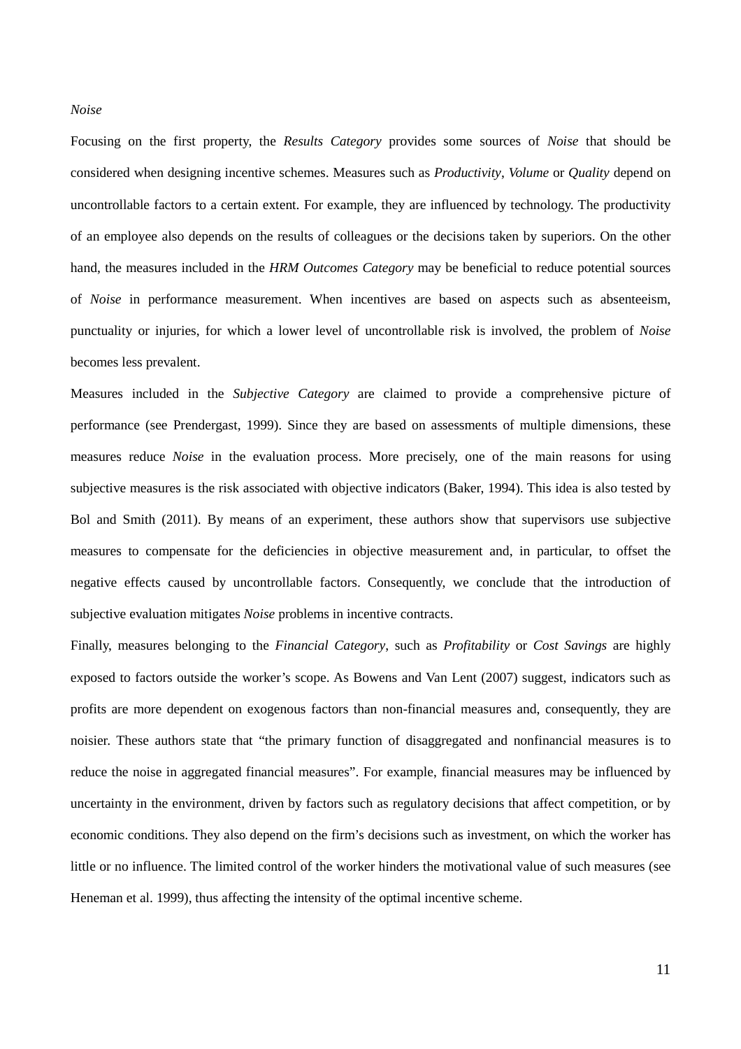*Noise*

Focusing on the first property, the *Results Category* provides some sources of *Noise* that should be considered when designing incentive schemes. Measures such as *Productivity*, *Volume* or *Quality* depend on uncontrollable factors to a certain extent. For example, they are influenced by technology. The productivity of an employee also depends on the results of colleagues or the decisions taken by superiors. On the other hand, the measures included in the *HRM Outcomes Category* may be beneficial to reduce potential sources of *Noise* in performance measurement. When incentives are based on aspects such as absenteeism, punctuality or injuries, for which a lower level of uncontrollable risk is involved, the problem of *Noise* becomes less prevalent.

Measures included in the *Subjective Category* are claimed to provide a comprehensive picture of performance (see Prendergast, 1999). Since they are based on assessments of multiple dimensions, these measures reduce *Noise* in the evaluation process. More precisely, one of the main reasons for using subjective measures is the risk associated with objective indicators (Baker, 1994). This idea is also tested by Bol and Smith (2011). By means of an experiment, these authors show that supervisors use subjective measures to compensate for the deficiencies in objective measurement and, in particular, to offset the negative effects caused by uncontrollable factors. Consequently, we conclude that the introduction of subjective evaluation mitigates *Noise* problems in incentive contracts.

Finally, measures belonging to the *Financial Category*, such as *Profitability* or *Cost Savings* are highly exposed to factors outside the worker's scope. As Bowens and Van Lent (2007) suggest, indicators such as profits are more dependent on exogenous factors than non-financial measures and, consequently, they are noisier. These authors state that "the primary function of disaggregated and nonfinancial measures is to reduce the noise in aggregated financial measures". For example, financial measures may be influenced by uncertainty in the environment, driven by factors such as regulatory decisions that affect competition, or by economic conditions. They also depend on the firm's decisions such as investment, on which the worker has little or no influence. The limited control of the worker hinders the motivational value of such measures (see Heneman et al. 1999), thus affecting the intensity of the optimal incentive scheme.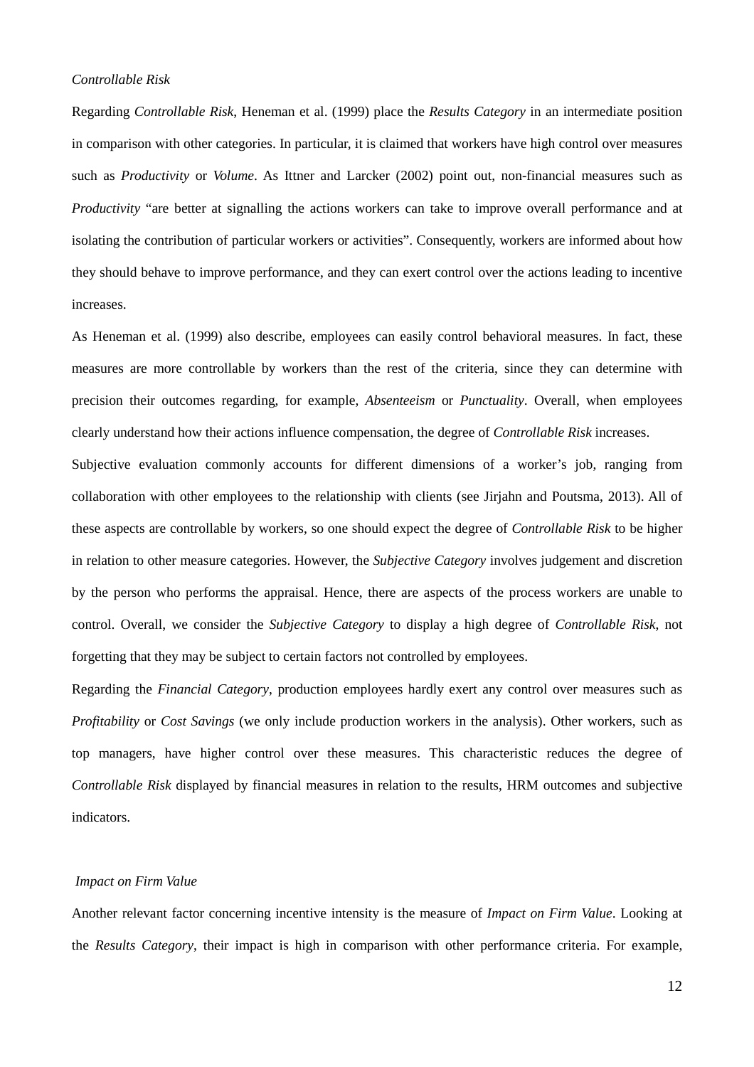*Controllable Risk*

Regarding *Controllable Risk*, Heneman et al. (1999) place the *Results Category* in an intermediate position in comparison with other categories. In particular, it is claimed that workers have high control over measures such as *Productivity* or *Volume*. As Ittner and Larcker (2002) point out, non-financial measures such as *Productivity* "are better at signalling the actions workers can take to improve overall performance and at isolating the contribution of particular workers or activities". Consequently, workers are informed about how they should behave to improve performance, and they can exert control over the actions leading to incentive increases.

As Heneman et al. (1999) also describe, employees can easily control behavioral measures. In fact, these measures are more controllable by workers than the rest of the criteria, since they can determine with precision their outcomes regarding, for example, *Absenteeism* or *Punctuality*. Overall, when employees clearly understand how their actions influence compensation, the degree of *Controllable Risk* increases.

Subjective evaluation commonly accounts for different dimensions of a worker's job, ranging from collaboration with other employees to the relationship with clients (see Jirjahn and Poutsma, 2013). All of these aspects are controllable by workers, so one should expect the degree of *Controllable Risk* to be higher in relation to other measure categories. However, the *Subjective Category* involves judgement and discretion by the person who performs the appraisal. Hence, there are aspects of the process workers are unable to control. Overall, we consider the *Subjective Category* to display a high degree of *Controllable Risk*, not forgetting that they may be subject to certain factors not controlled by employees.

Regarding the *Financial Category*, production employees hardly exert any control over measures such as *Profitability* or *Cost Savings* (we only include production workers in the analysis). Other workers, such as top managers, have higher control over these measures. This characteristic reduces the degree of *Controllable Risk* displayed by financial measures in relation to the results, HRM outcomes and subjective indicators.

*Impact on Firm Value*

Another relevant factor concerning incentive intensity is the measure of *Impact on Firm Value*. Looking at the *Results Category*, their impact is high in comparison with other performance criteria. For example,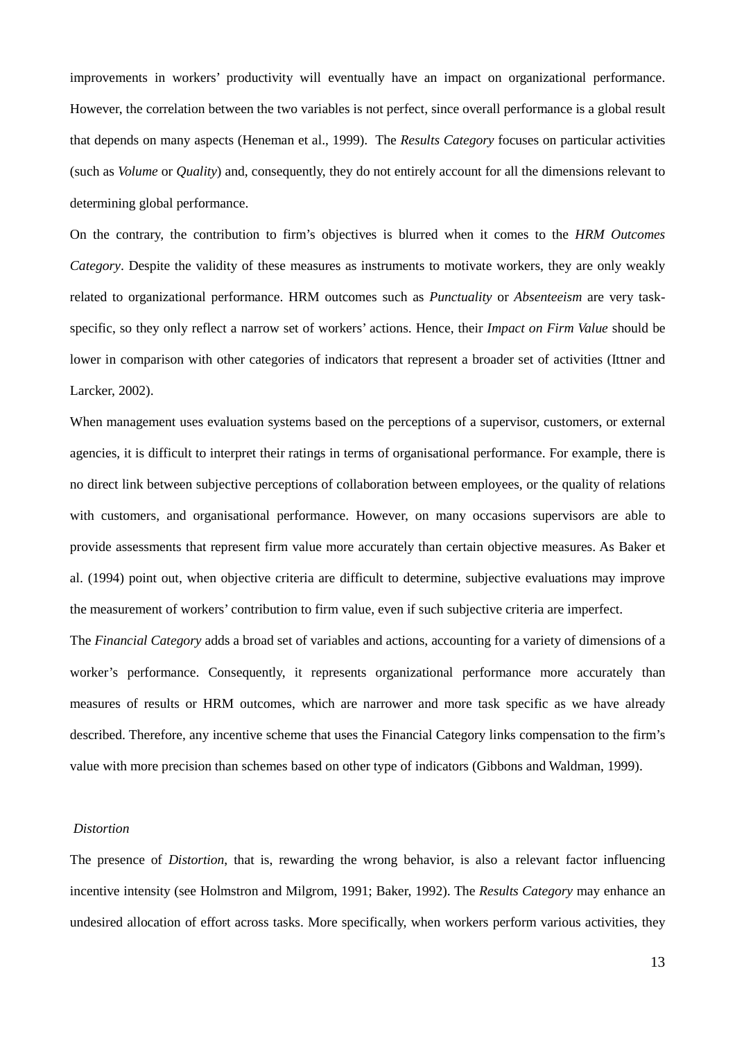improvements in workers' productivity will eventually have an impact on organizational performance. However, the correlation between the two variables is not perfect, since overall performance is a global result that depends on many aspects (Heneman et al., 1999). The *Results Category* focuses on particular activities (such as *Volume* or *Quality*) and, consequently, they do not entirely account for all the dimensions relevant to determining global performance.

On the contrary, the contribution to firm's objectives is blurred when it comes to the *HRM Outcomes Category*. Despite the validity of these measures as instruments to motivate workers, they are only weakly related to organizational performance. HRM outcomes such as *Punctuality* or *Absenteeism* are very task-specific, so they only reflect a narrow set of workers' actions. Hence, their *Impact on Firm Value* should be lower in comparison with other categories of indicators that represent a broader set of activities (Ittner and Larcker, 2002).

When management uses evaluation systems based on the perceptions of a supervisor, customers, or external agencies, it is difficult to interpret their ratings in terms of organisational performance. For example, there is no direct link between subjective perceptions of collaboration between employees, or the quality of relations with customers, and organisational performance. However, on many occasions supervisors are able to provide assessments that represent firm value more accurately than certain objective measures. As Baker et al. (1994) point out, when objective criteria are difficult to determine, subjective evaluations may improve the measurement of workers' contribution to firm value, even if such subjective criteria are imperfect.

The *Financial Category* adds a broad set of variables and actions, accounting for a variety of dimensions of a worker's performance. Consequently, it represents organizational performance more accurately than measures of results or HRM outcomes, which are narrower and more task specific as we have already described. Therefore, any incentive scheme that uses the Financial Category links compensation to the firm's value with more precision than schemes based on other type of indicators (Gibbons and Waldman, 1999).

*Distortion*

The presence of *Distortion*, that is, rewarding the wrong behavior, is also a relevant factor influencing incentive intensity (see Holmstron and Milgrom, 1991; Baker, 1992). The *Results Category* may enhance an undesired allocation of effort across tasks. More specifically, when workers perform various activities, they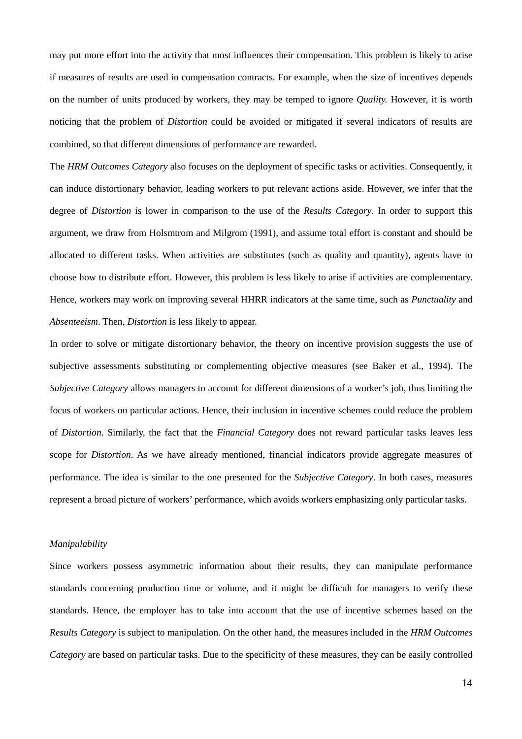may put more effort into the activity that most influences their compensation. This problem is likely to arise if measures of results are used in compensation contracts. For example, when the size of incentives depends on the number of units produced by workers, they may be temped to ignore *Quality.* However, it is worth noticing that the problem of *Distortion* could be avoided or mitigated if several indicators of results are combined, so that different dimensions of performance are rewarded.

The *HRM Outcomes Category* also focuses on the deployment of specific tasks or activities. Consequently, it can induce distortionary behavior, leading workers to put relevant actions aside. However, we infer that the degree of *Distortion* is lower in comparison to the use of the *Results Category*. In order to support this argument, we draw from Holsmtrom and Milgrom (1991), and assume total effort is constant and should be allocated to different tasks. When activities are substitutes (such as quality and quantity), agents have to choose how to distribute effort. However, this problem is less likely to arise if activities are complementary. Hence, workers may work on improving several HHRR indicators at the same time, such as *Punctuality* and *Absenteeism*. Then, *Distortion* is less likely to appear.

In order to solve or mitigate distortionary behavior, the theory on incentive provision suggests the use of subjective assessments substituting or complementing objective measures (see Baker et al., 1994). The *Subjective Category* allows managers to account for different dimensions of a worker's job, thus limiting the focus of workers on particular actions. Hence, their inclusion in incentive schemes could reduce the problem of *Distortion*. Similarly, the fact that the *Financial Category* does not reward particular tasks leaves less scope for *Distortion*. As we have already mentioned, financial indicators provide aggregate measures of performance. The idea is similar to the one presented for the *Subjective Category*. In both cases, measures represent a broad picture of workers' performance, which avoids workers emphasizing only particular tasks.

*Manipulability*

Since workers possess asymmetric information about their results, they can manipulate performance standards concerning production time or volume, and it might be difficult for managers to verify these standards. Hence, the employer has to take into account that the use of incentive schemes based on the *Results Category* is subject to manipulation. On the other hand, the measures included in the *HRM Outcomes Category* are based on particular tasks. Due to the specificity of these measures, they can be easily controlled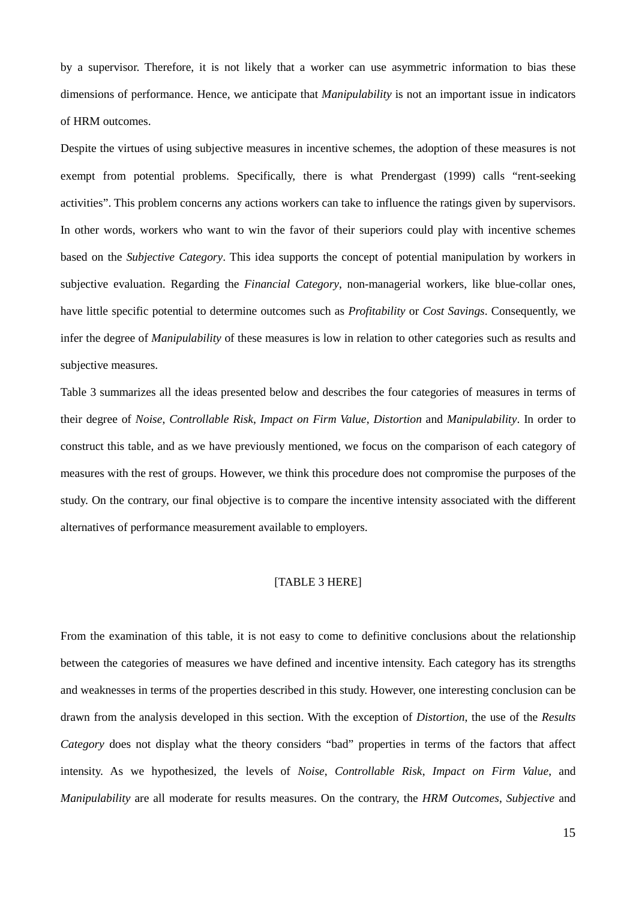by a supervisor. Therefore, it is not likely that a worker can use asymmetric information to bias these dimensions of performance. Hence, we anticipate that *Manipulability* is not an important issue in indicators of HRM outcomes.

Despite the virtues of using subjective measures in incentive schemes, the adoption of these measures is not exempt from potential problems. Specifically, there is what Prendergast (1999) calls "rent-seeking activities". This problem concerns any actions workers can take to influence the ratings given by supervisors. In other words, workers who want to win the favor of their superiors could play with incentive schemes based on the *Subjective Category*. This idea supports the concept of potential manipulation by workers in subjective evaluation. Regarding the *Financial Category*, non-managerial workers, like blue-collar ones, have little specific potential to determine outcomes such as *Profitability* or *Cost Savings*. Consequently, we infer the degree of *Manipulability* of these measures is low in relation to other categories such as results and subjective measures.

Table 3 summarizes all the ideas presented below and describes the four categories of measures in terms of their degree of *Noise*, *Controllable Risk*, *Impact on Firm Value*, *Distortion* and *Manipulability*. In order to construct this table, and as we have previously mentioned, we focus on the comparison of each category of measures with the rest of groups. However, we think this procedure does not compromise the purposes of the study. On the contrary, our final objective is to compare the incentive intensity associated with the different alternatives of performance measurement available to employers.

[TABLE 3 HERE]

From the examination of this table, it is not easy to come to definitive conclusions about the relationship between the categories of measures we have defined and incentive intensity. Each category has its strengths and weaknesses in terms of the properties described in this study. However, one interesting conclusion can be drawn from the analysis developed in this section. With the exception of *Distortion,* the use of the *Results Category* does not display what the theory considers "bad" properties in terms of the factors that affect intensity. As we hypothesized, the levels of *Noise*, *Controllable Risk*, *Impact on Firm Value*, and *Manipulability* are all moderate for results measures. On the contrary, the *HRM Outcomes*, *Subjective* and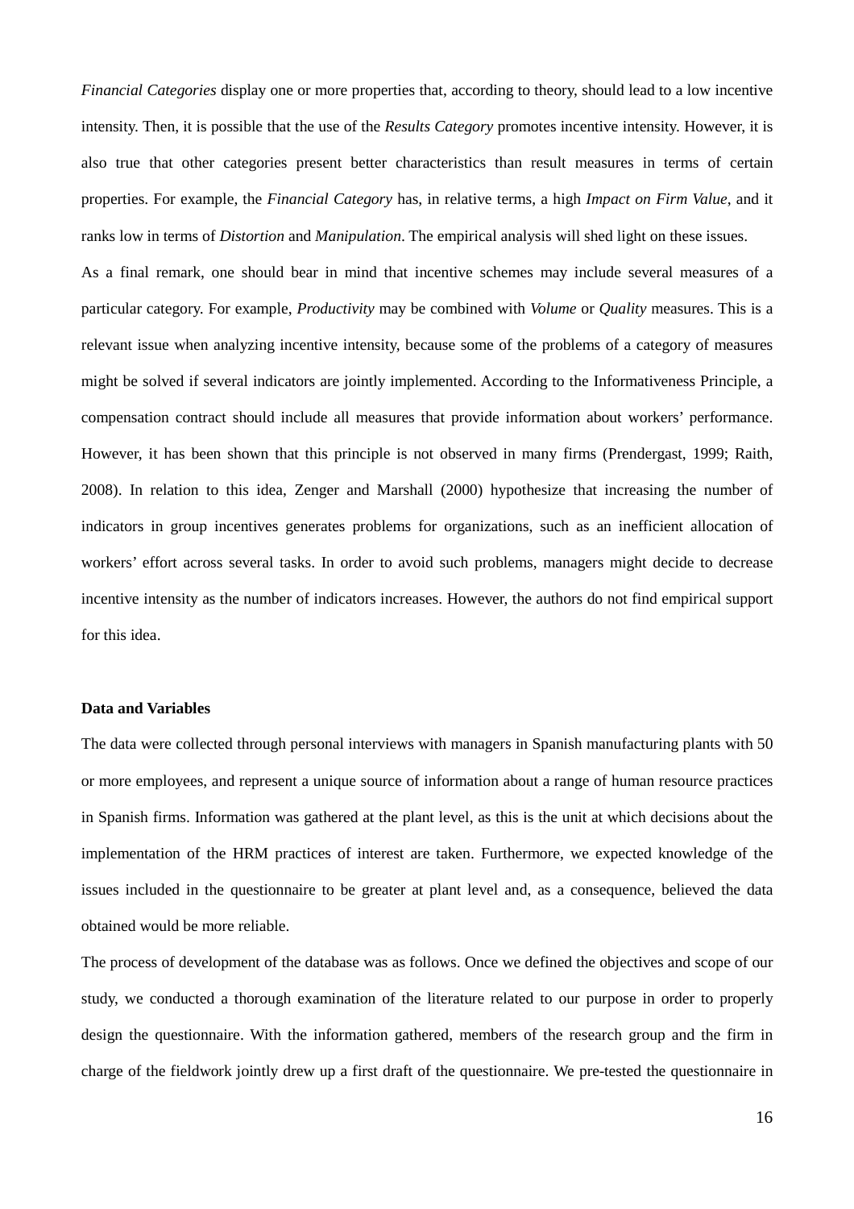*Financial Categories* display one or more properties that, according to theory, should lead to a low incentive intensity. Then, it is possible that the use of the *Results Category* promotes incentive intensity. However, it is also true that other categories present better characteristics than result measures in terms of certain properties. For example, the *Financial Category* has, in relative terms, a high *Impact on Firm Value*, and it ranks low in terms of *Distortion* and *Manipulation*. The empirical analysis will shed light on these issues.

As a final remark, one should bear in mind that incentive schemes may include several measures of a particular category. For example, *Productivity* may be combined with *Volume* or *Quality* measures. This is a relevant issue when analyzing incentive intensity, because some of the problems of a category of measures might be solved if several indicators are jointly implemented. According to the Informativeness Principle, a compensation contract should include all measures that provide information about workers' performance. However, it has been shown that this principle is not observed in many firms (Prendergast, 1999; Raith, 2008). In relation to this idea, Zenger and Marshall (2000) hypothesize that increasing the number of indicators in group incentives generates problems for organizations, such as an inefficient allocation of workers' effort across several tasks. In order to avoid such problems, managers might decide to decrease incentive intensity as the number of indicators increases. However, the authors do not find empirical support for this idea.

**Data and Variables**

The data were collected through personal interviews with managers in Spanish manufacturing plants with 50 or more employees, and represent a unique source of information about a range of human resource practices in Spanish firms. Information was gathered at the plant level, as this is the unit at which decisions about the implementation of the HRM practices of interest are taken. Furthermore, we expected knowledge of the issues included in the questionnaire to be greater at plant level and, as a consequence, believed the data obtained would be more reliable.

The process of development of the database was as follows. Once we defined the objectives and scope of our study, we conducted a thorough examination of the literature related to our purpose in order to properly design the questionnaire. With the information gathered, members of the research group and the firm in charge of the fieldwork jointly drew up a first draft of the questionnaire. We pre-tested the questionnaire in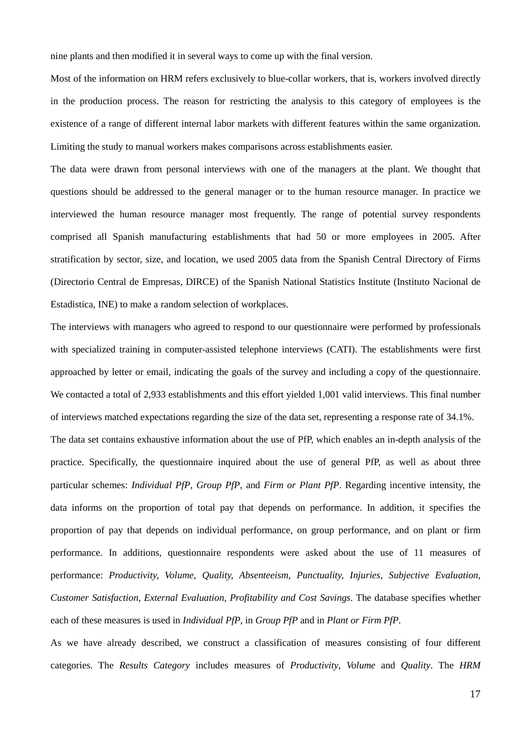nine plants and then modified it in several ways to come up with the final version.

Most of the information on HRM refers exclusively to blue-collar workers, that is, workers involved directly in the production process. The reason for restricting the analysis to this category of employees is the existence of a range of different internal labor markets with different features within the same organization. Limiting the study to manual workers makes comparisons across establishments easier.

The data were drawn from personal interviews with one of the managers at the plant. We thought that questions should be addressed to the general manager or to the human resource manager. In practice we interviewed the human resource manager most frequently. The range of potential survey respondents comprised all Spanish manufacturing establishments that had 50 or more employees in 2005. After stratification by sector, size, and location, we used 2005 data from the Spanish Central Directory of Firms (Directorio Central de Empresas, DIRCE) of the Spanish National Statistics Institute (Instituto Nacional de Estadistica, INE) to make a random selection of workplaces.

The interviews with managers who agreed to respond to our questionnaire were performed by professionals with specialized training in computer-assisted telephone interviews (CATI). The establishments were first approached by letter or email, indicating the goals of the survey and including a copy of the questionnaire. We contacted a total of 2,933 establishments and this effort yielded 1,001 valid interviews. This final number of interviews matched expectations regarding the size of the data set, representing a response rate of 34.1%.

The data set contains exhaustive information about the use of PfP, which enables an in-depth analysis of the practice. Specifically, the questionnaire inquired about the use of general PfP, as well as about three particular schemes: *Individual PfP*, *Group PfP*, and *Firm or Plant PfP*. Regarding incentive intensity, the data informs on the proportion of total pay that depends on performance. In addition, it specifies the proportion of pay that depends on individual performance, on group performance, and on plant or firm performance. In additions, questionnaire respondents were asked about the use of 11 measures of performance: *Productivity, Volume, Quality, Absenteeism, Punctuality, Injuries, Subjective Evaluation, Customer Satisfaction, External Evaluation, Profitability and Cost Savings*. The database specifies whether each of these measures is used in *Individual PfP*, in *Group PfP* and in *Plant or Firm PfP*.

As we have already described, we construct a classification of measures consisting of four different categories. The *Results Category* includes measures of *Productivity*, *Volume* and *Quality*. The *HRM*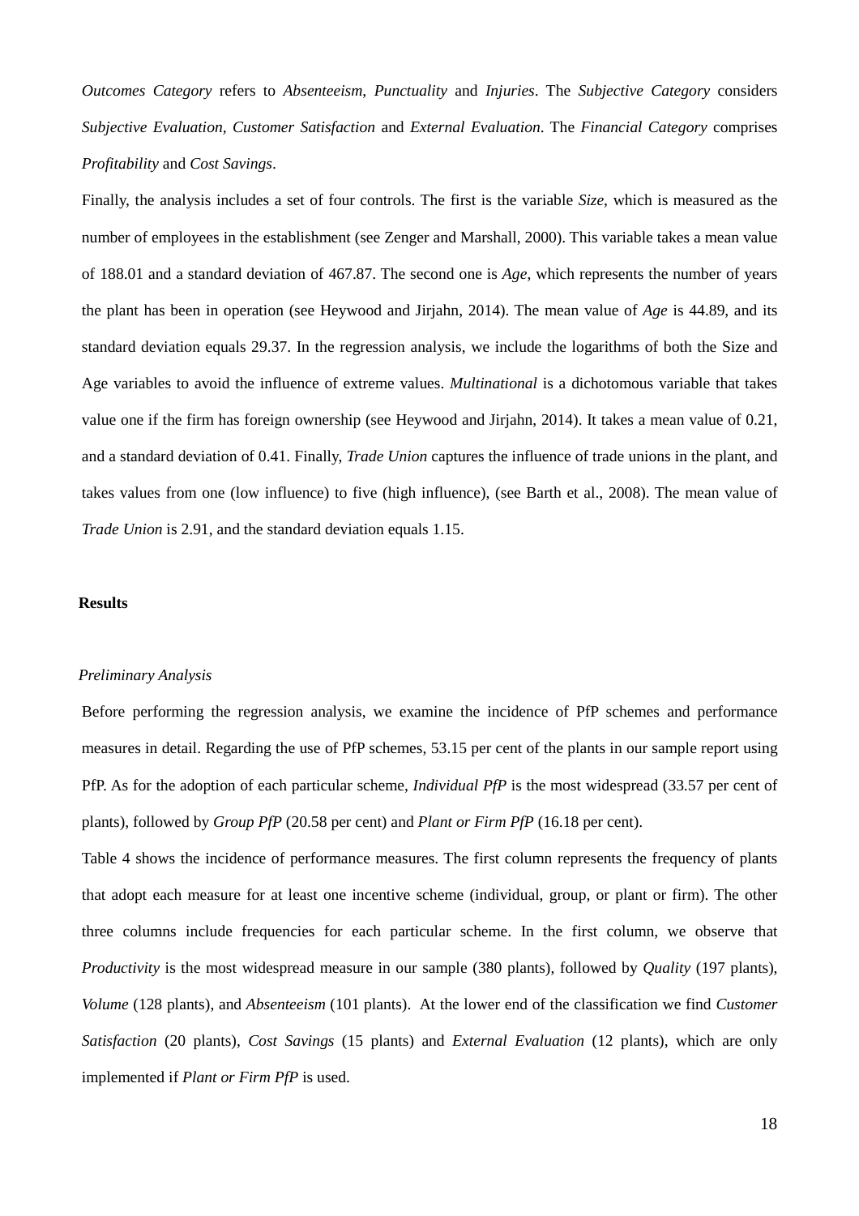*Outcomes Category* refers to *Absenteeism*, *Punctuality* and *Injuries*. The *Subjective Category* considers *Subjective Evaluation*, *Customer Satisfaction* and *External Evaluation*. The *Financial Category* comprises *Profitability* and *Cost Savings*.

Finally, the analysis includes a set of four controls. The first is the variable *Size*, which is measured as the number of employees in the establishment (see Zenger and Marshall, 2000). This variable takes a mean value of 188.01 and a standard deviation of 467.87. The second one is *Age*, which represents the number of years the plant has been in operation (see Heywood and Jirjahn, 2014). The mean value of *Age* is 44.89, and its standard deviation equals 29.37. In the regression analysis, we include the logarithms of both the Size and Age variables to avoid the influence of extreme values. *Multinational* is a dichotomous variable that takes value one if the firm has foreign ownership (see Heywood and Jirjahn, 2014). It takes a mean value of 0.21, and a standard deviation of 0.41. Finally, *Trade Union* captures the influence of trade unions in the plant, and takes values from one (low influence) to five (high influence), (see Barth et al., 2008). The mean value of *Trade Union* is 2.91, and the standard deviation equals 1.15.

## Results

### *Preliminary Analysis*

Before performing the regression analysis, we examine the incidence of PfP schemes and performance measures in detail. Regarding the use of PfP schemes, 53.15 per cent of the plants in our sample report using PfP. As for the adoption of each particular scheme, *Individual PfP* is the most widespread (33.57 per cent of plants), followed by *Group PfP* (20.58 per cent) and *Plant or Firm PfP* (16.18 per cent).

Table 4 shows the incidence of performance measures. The first column represents the frequency of plants that adopt each measure for at least one incentive scheme (individual, group, or plant or firm). The other three columns include frequencies for each particular scheme. In the first column, we observe that *Productivity* is the most widespread measure in our sample (380 plants), followed by *Quality* (197 plants), *Volume* (128 plants), and *Absenteeism* (101 plants). At the lower end of the classification we find *Customer Satisfaction* (20 plants), *Cost Savings* (15 plants) and *External Evaluation* (12 plants), which are only implemented if *Plant or Firm PfP* is used.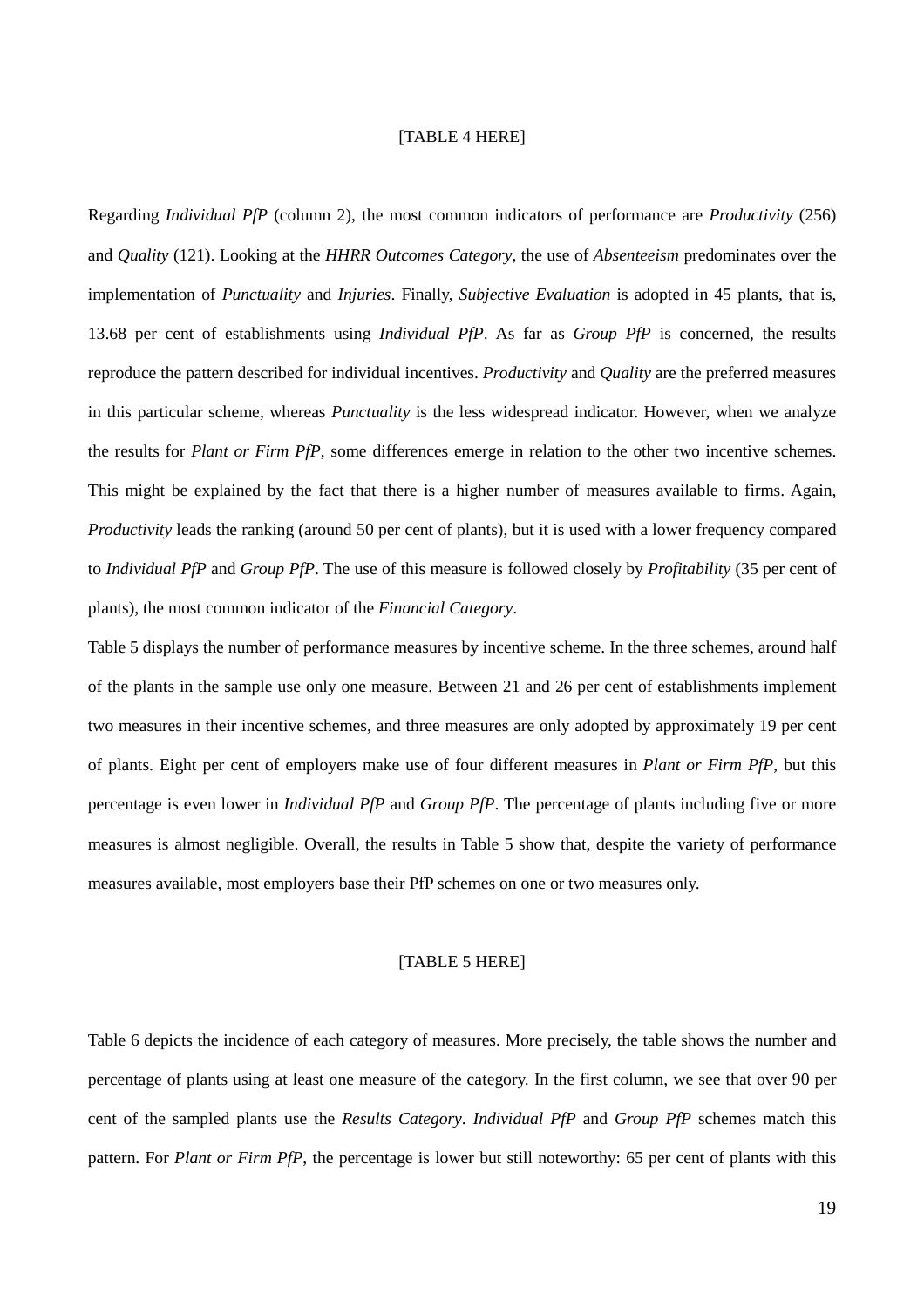[TABLE 4 HERE]

Regarding *Individual PfP* (column 2), the most common indicators of performance are *Productivity* (256) and *Quality* (121). Looking at the *HHRR Outcomes Category*, the use of *Absenteeism* predominates over the implementation of *Punctuality* and *Injuries*. Finally, *Subjective Evaluation* is adopted in 45 plants, that is, 13.68 per cent of establishments using *Individual PfP*. As far as *Group PfP* is concerned, the results reproduce the pattern described for individual incentives. *Productivity* and *Quality* are the preferred measures in this particular scheme, whereas *Punctuality* is the less widespread indicator. However, when we analyze the results for *Plant or Firm PfP*, some differences emerge in relation to the other two incentive schemes. This might be explained by the fact that there is a higher number of measures available to firms. Again, *Productivity* leads the ranking (around 50 per cent of plants), but it is used with a lower frequency compared to *Individual PfP* and *Group PfP*. The use of this measure is followed closely by *Profitability* (35 per cent of plants), the most common indicator of the *Financial Category*.

Table 5 displays the number of performance measures by incentive scheme. In the three schemes, around half of the plants in the sample use only one measure. Between 21 and 26 per cent of establishments implement two measures in their incentive schemes, and three measures are only adopted by approximately 19 per cent of plants. Eight per cent of employers make use of four different measures in *Plant or Firm PfP*, but this percentage is even lower in *Individual PfP* and *Group PfP*. The percentage of plants including five or more measures is almost negligible. Overall, the results in Table 5 show that, despite the variety of performance measures available, most employers base their PfP schemes on one or two measures only.

[TABLE 5 HERE]

Table 6 depicts the incidence of each category of measures. More precisely, the table shows the number and percentage of plants using at least one measure of the category. In the first column, we see that over 90 per cent of the sampled plants use the *Results Category*. *Individual PfP* and *Group PfP* schemes match this pattern. For *Plant or Firm PfP*, the percentage is lower but still noteworthy: 65 per cent of plants with this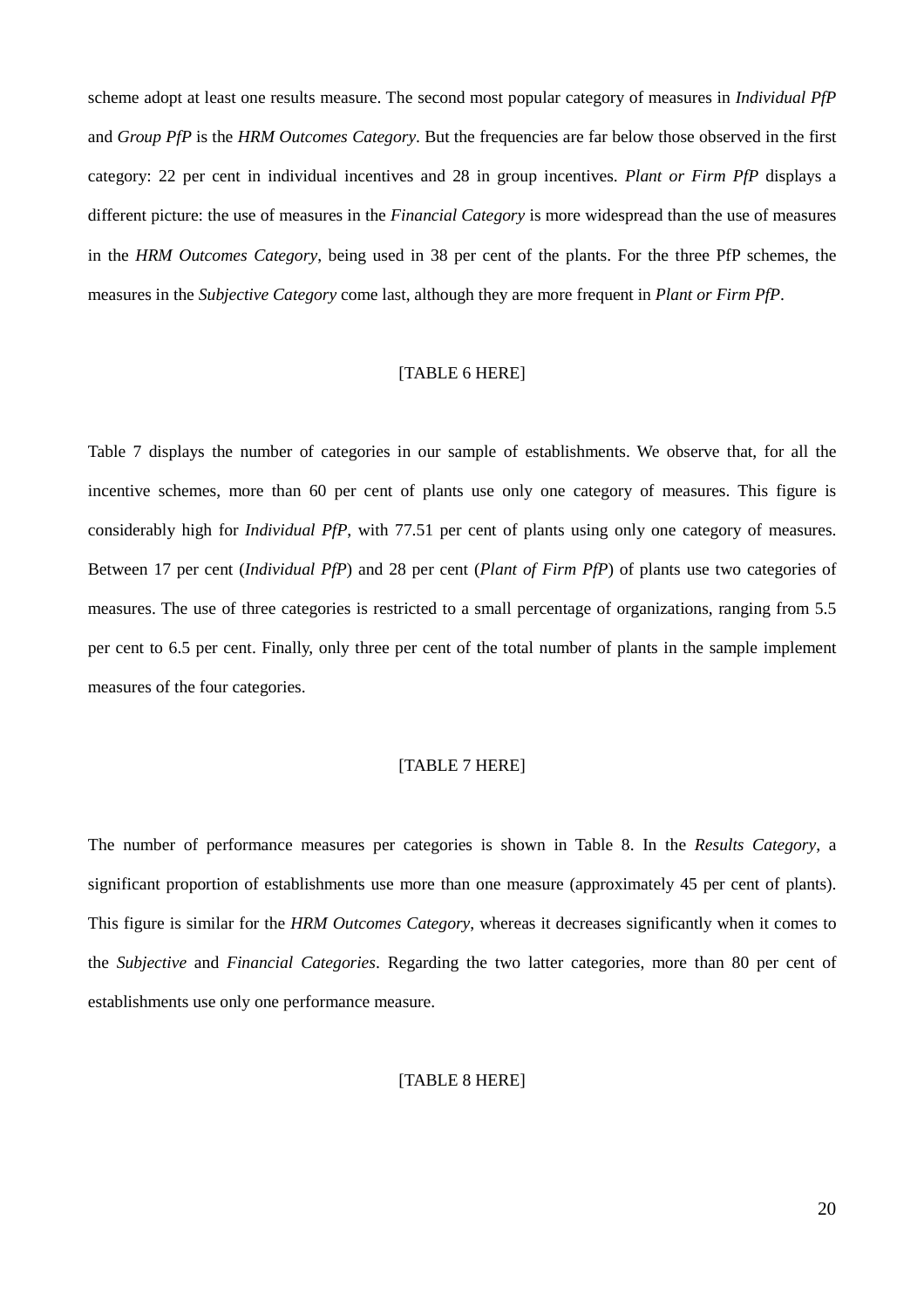scheme adopt at least one results measure. The second most popular category of measures in *Individual PfP* and *Group PfP* is the *HRM Outcomes Category*. But the frequencies are far below those observed in the first category: 22 per cent in individual incentives and 28 in group incentives. *Plant or Firm PfP* displays a different picture: the use of measures in the *Financial Category* is more widespread than the use of measures in the *HRM Outcomes Category*, being used in 38 per cent of the plants. For the three PfP schemes, the measures in the *Subjective Category* come last, although they are more frequent in *Plant or Firm PfP*.

[TABLE 6 HERE]

Table 7 displays the number of categories in our sample of establishments. We observe that, for all the incentive schemes, more than 60 per cent of plants use only one category of measures. This figure is considerably high for *Individual PfP*, with 77.51 per cent of plants using only one category of measures. Between 17 per cent (*Individual PfP*) and 28 per cent (*Plant of Firm PfP*) of plants use two categories of measures. The use of three categories is restricted to a small percentage of organizations, ranging from 5.5 per cent to 6.5 per cent. Finally, only three per cent of the total number of plants in the sample implement measures of the four categories.

[TABLE 7 HERE]

The number of performance measures per categories is shown in Table 8. In the *Results Category*, a significant proportion of establishments use more than one measure (approximately 45 per cent of plants). This figure is similar for the *HRM Outcomes Category*, whereas it decreases significantly when it comes to the *Subjective* and *Financial Categories*. Regarding the two latter categories, more than 80 per cent of establishments use only one performance measure.

[TABLE 8 HERE]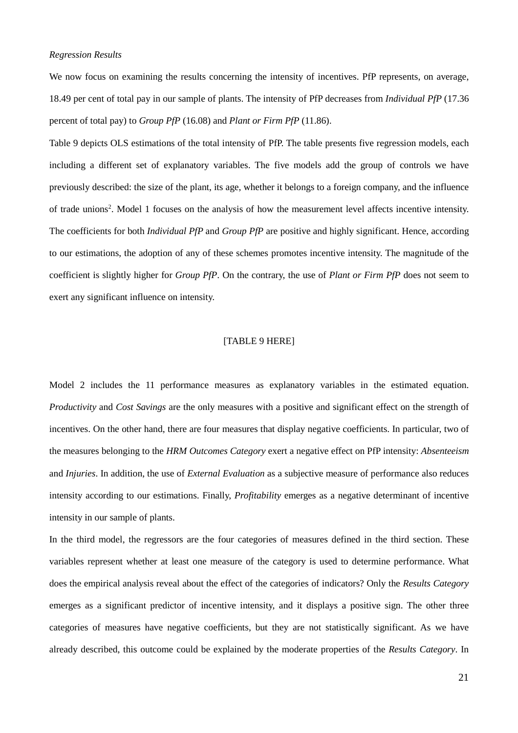*Regression Results*

We now focus on examining the results concerning the intensity of incentives. PfP represents, on average, 18.49 per cent of total pay in our sample of plants. The intensity of PfP decreases from *Individual PfP* (17.36 percent of total pay) to *Group PfP* (16.08) and *Plant or Firm PfP* (11.86).

Table 9 depicts OLS estimations of the total intensity of PfP. The table presents five regression models, each including a different set of explanatory variables. The five models add the group of controls we have previously described: the size of the plant, its age, whether it belongs to a foreign company, and the influence of trade unions[2]. Model 1 focuses on the analysis of how the measurement level affects incentive intensity. The coefficients for both *Individual PfP* and *Group PfP* are positive and highly significant. Hence, according to our estimations, the adoption of any of these schemes promotes incentive intensity. The magnitude of the coefficient is slightly higher for *Group PfP*. On the contrary, the use of *Plant or Firm PfP* does not seem to exert any significant influence on intensity.

[TABLE 9 HERE]

Model 2 includes the 11 performance measures as explanatory variables in the estimated equation. *Productivity* and *Cost Savings* are the only measures with a positive and significant effect on the strength of incentives. On the other hand, there are four measures that display negative coefficients. In particular, two of the measures belonging to the *HRM Outcomes Category* exert a negative effect on PfP intensity: *Absenteeism* and *Injuries*. In addition, the use of *External Evaluation* as a subjective measure of performance also reduces intensity according to our estimations. Finally, *Profitability* emerges as a negative determinant of incentive intensity in our sample of plants.

In the third model, the regressors are the four categories of measures defined in the third section. These variables represent whether at least one measure of the category is used to determine performance. What does the empirical analysis reveal about the effect of the categories of indicators? Only the *Results Category* emerges as a significant predictor of incentive intensity, and it displays a positive sign. The other three categories of measures have negative coefficients, but they are not statistically significant. As we have already described, this outcome could be explained by the moderate properties of the *Results Category*. In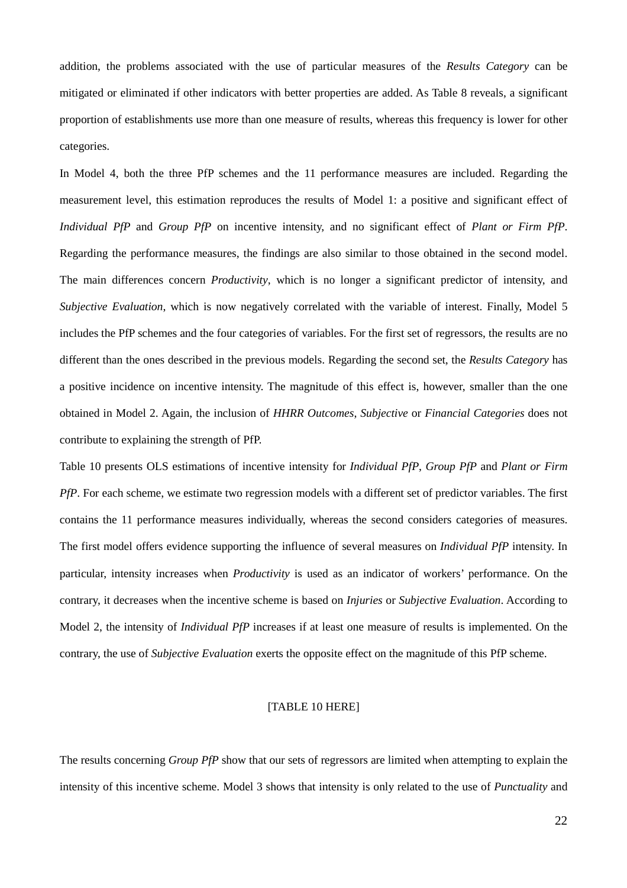addition, the problems associated with the use of particular measures of the *Results Category* can be mitigated or eliminated if other indicators with better properties are added. As Table 8 reveals, a significant proportion of establishments use more than one measure of results, whereas this frequency is lower for other categories.

In Model 4, both the three PfP schemes and the 11 performance measures are included. Regarding the measurement level, this estimation reproduces the results of Model 1: a positive and significant effect of *Individual PfP* and *Group PfP* on incentive intensity, and no significant effect of *Plant or Firm PfP*. Regarding the performance measures, the findings are also similar to those obtained in the second model. The main differences concern *Productivity*, which is no longer a significant predictor of intensity, and *Subjective Evaluation*, which is now negatively correlated with the variable of interest. Finally, Model 5 includes the PfP schemes and the four categories of variables. For the first set of regressors, the results are no different than the ones described in the previous models. Regarding the second set, the *Results Category* has a positive incidence on incentive intensity. The magnitude of this effect is, however, smaller than the one obtained in Model 2. Again, the inclusion of *HHRR Outcomes*, *Subjective* or *Financial Categories* does not contribute to explaining the strength of PfP.

Table 10 presents OLS estimations of incentive intensity for *Individual PfP*, *Group PfP* and *Plant or Firm PfP*. For each scheme, we estimate two regression models with a different set of predictor variables. The first contains the 11 performance measures individually, whereas the second considers categories of measures. The first model offers evidence supporting the influence of several measures on *Individual PfP* intensity. In particular, intensity increases when *Productivity* is used as an indicator of workers' performance. On the contrary, it decreases when the incentive scheme is based on *Injuries* or *Subjective Evaluation*. According to Model 2, the intensity of *Individual PfP* increases if at least one measure of results is implemented. On the contrary, the use of *Subjective Evaluation* exerts the opposite effect on the magnitude of this PfP scheme.

[TABLE 10 HERE]

The results concerning *Group PfP* show that our sets of regressors are limited when attempting to explain the intensity of this incentive scheme. Model 3 shows that intensity is only related to the use of *Punctuality* and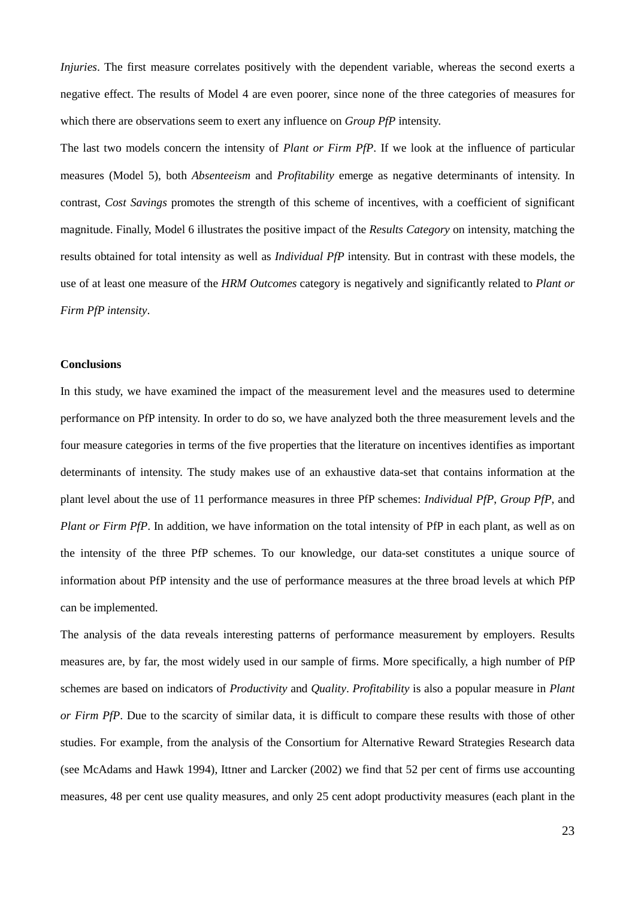*Injuries*. The first measure correlates positively with the dependent variable, whereas the second exerts a negative effect. The results of Model 4 are even poorer, since none of the three categories of measures for which there are observations seem to exert any influence on *Group PfP* intensity.

The last two models concern the intensity of *Plant or Firm PfP*. If we look at the influence of particular measures (Model 5), both *Absenteeism* and *Profitability* emerge as negative determinants of intensity. In contrast, *Cost Savings* promotes the strength of this scheme of incentives, with a coefficient of significant magnitude. Finally, Model 6 illustrates the positive impact of the *Results Category* on intensity, matching the results obtained for total intensity as well as *Individual PfP* intensity. But in contrast with these models, the use of at least one measure of the *HRM Outcomes* category is negatively and significantly related to *Plant or Firm PfP intensity*.

**Conclusions**

In this study, we have examined the impact of the measurement level and the measures used to determine performance on PfP intensity. In order to do so, we have analyzed both the three measurement levels and the four measure categories in terms of the five properties that the literature on incentives identifies as important determinants of intensity. The study makes use of an exhaustive data-set that contains information at the plant level about the use of 11 performance measures in three PfP schemes: *Individual PfP*, *Group PfP*, and *Plant or Firm PfP*. In addition, we have information on the total intensity of PfP in each plant, as well as on the intensity of the three PfP schemes. To our knowledge, our data-set constitutes a unique source of information about PfP intensity and the use of performance measures at the three broad levels at which PfP can be implemented.

The analysis of the data reveals interesting patterns of performance measurement by employers. Results measures are, by far, the most widely used in our sample of firms. More specifically, a high number of PfP schemes are based on indicators of *Productivity* and *Quality*. *Profitability* is also a popular measure in *Plant or Firm PfP*. Due to the scarcity of similar data, it is difficult to compare these results with those of other studies. For example, from the analysis of the Consortium for Alternative Reward Strategies Research data (see McAdams and Hawk 1994), Ittner and Larcker (2002) we find that 52 per cent of firms use accounting measures, 48 per cent use quality measures, and only 25 cent adopt productivity measures (each plant in the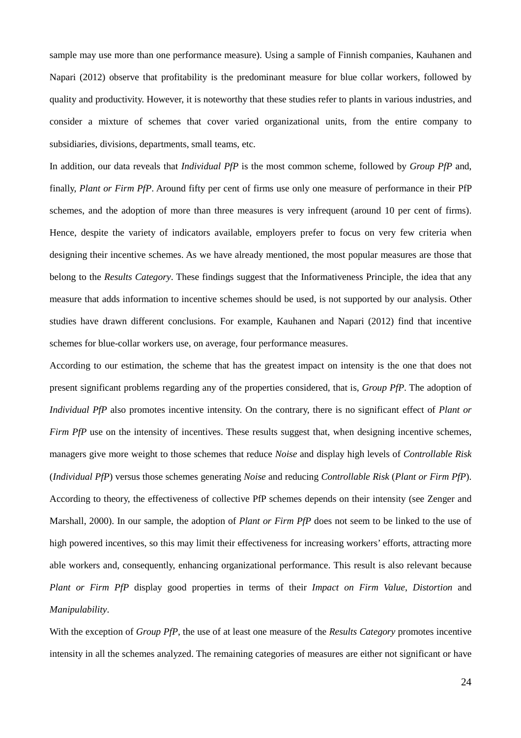sample may use more than one performance measure). Using a sample of Finnish companies, Kauhanen and Napari (2012) observe that profitability is the predominant measure for blue collar workers, followed by quality and productivity. However, it is noteworthy that these studies refer to plants in various industries, and consider a mixture of schemes that cover varied organizational units, from the entire company to subsidiaries, divisions, departments, small teams, etc.

In addition, our data reveals that *Individual PfP* is the most common scheme, followed by *Group PfP* and, finally, *Plant or Firm PfP*. Around fifty per cent of firms use only one measure of performance in their PfP schemes, and the adoption of more than three measures is very infrequent (around 10 per cent of firms). Hence, despite the variety of indicators available, employers prefer to focus on very few criteria when designing their incentive schemes. As we have already mentioned, the most popular measures are those that belong to the *Results Category*. These findings suggest that the Informativeness Principle, the idea that any measure that adds information to incentive schemes should be used, is not supported by our analysis. Other studies have drawn different conclusions. For example, Kauhanen and Napari (2012) find that incentive schemes for blue-collar workers use, on average, four performance measures.

According to our estimation, the scheme that has the greatest impact on intensity is the one that does not present significant problems regarding any of the properties considered, that is, *Group PfP*. The adoption of *Individual PfP* also promotes incentive intensity. On the contrary, there is no significant effect of *Plant or Firm PfP* use on the intensity of incentives. These results suggest that, when designing incentive schemes, managers give more weight to those schemes that reduce *Noise* and display high levels of *Controllable Risk* (*Individual PfP*) versus those schemes generating *Noise* and reducing *Controllable Risk* (*Plant or Firm PfP*). According to theory, the effectiveness of collective PfP schemes depends on their intensity (see Zenger and Marshall, 2000). In our sample, the adoption of *Plant or Firm PfP* does not seem to be linked to the use of high powered incentives, so this may limit their effectiveness for increasing workers' efforts, attracting more able workers and, consequently, enhancing organizational performance. This result is also relevant because *Plant or Firm PfP* display good properties in terms of their *Impact on Firm Value*, *Distortion* and *Manipulability*.

With the exception of *Group PfP*, the use of at least one measure of the *Results Category* promotes incentive intensity in all the schemes analyzed. The remaining categories of measures are either not significant or have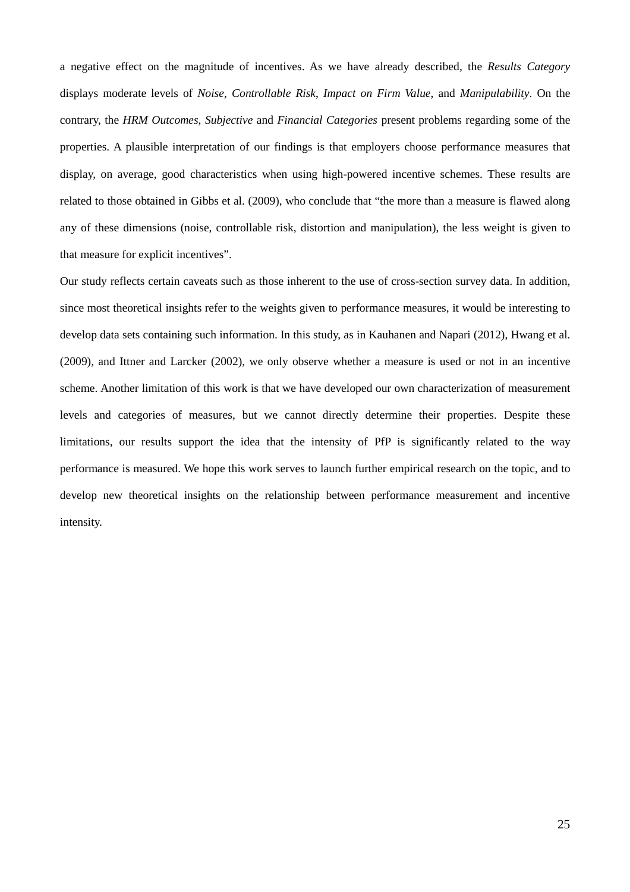a negative effect on the magnitude of incentives. As we have already described, the *Results Category* displays moderate levels of *Noise*, *Controllable Risk*, *Impact on Firm Value*, and *Manipulability*. On the contrary, the *HRM Outcomes*, *Subjective* and *Financial Categories* present problems regarding some of the properties. A plausible interpretation of our findings is that employers choose performance measures that display, on average, good characteristics when using high-powered incentive schemes. These results are related to those obtained in Gibbs et al. (2009), who conclude that "the more than a measure is flawed along any of these dimensions (noise, controllable risk, distortion and manipulation), the less weight is given to that measure for explicit incentives".

Our study reflects certain caveats such as those inherent to the use of cross-section survey data. In addition, since most theoretical insights refer to the weights given to performance measures, it would be interesting to develop data sets containing such information. In this study, as in Kauhanen and Napari (2012), Hwang et al. (2009), and Ittner and Larcker (2002), we only observe whether a measure is used or not in an incentive scheme. Another limitation of this work is that we have developed our own characterization of measurement levels and categories of measures, but we cannot directly determine their properties. Despite these limitations, our results support the idea that the intensity of PfP is significantly related to the way performance is measured. We hope this work serves to launch further empirical research on the topic, and to develop new theoretical insights on the relationship between performance measurement and incentive intensity.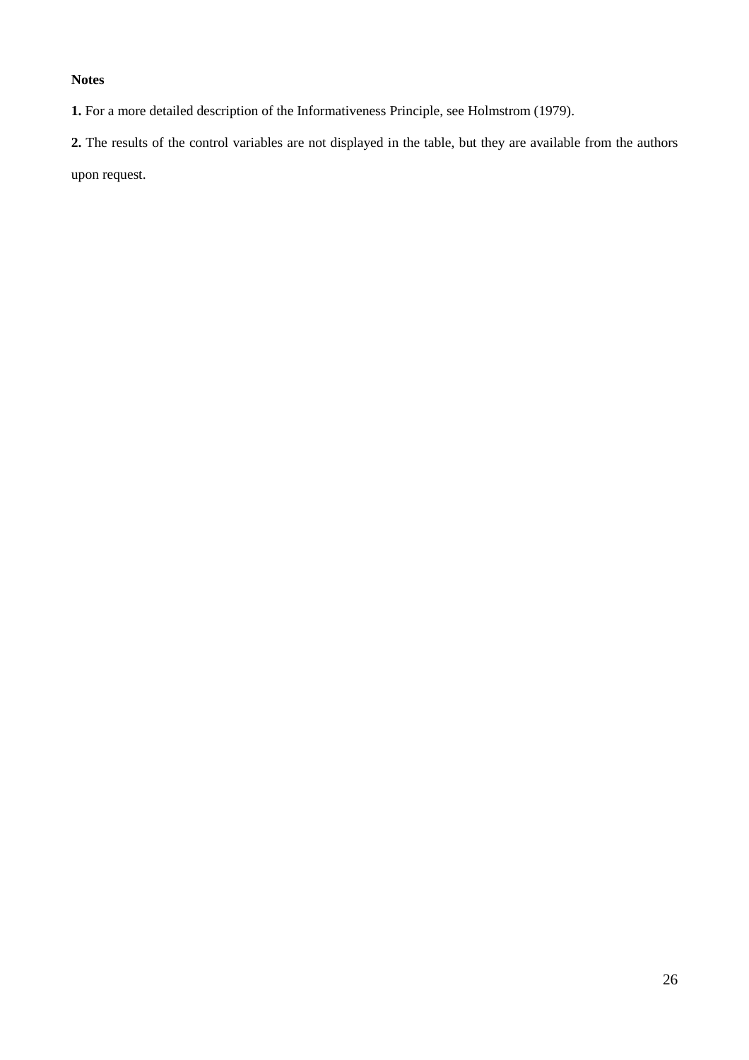**Notes**

**1.** For a more detailed description of the Informativeness Principle, see Holmstrom (1979).

**2.** The results of the control variables are not displayed in the table, but they are available from the authors upon request.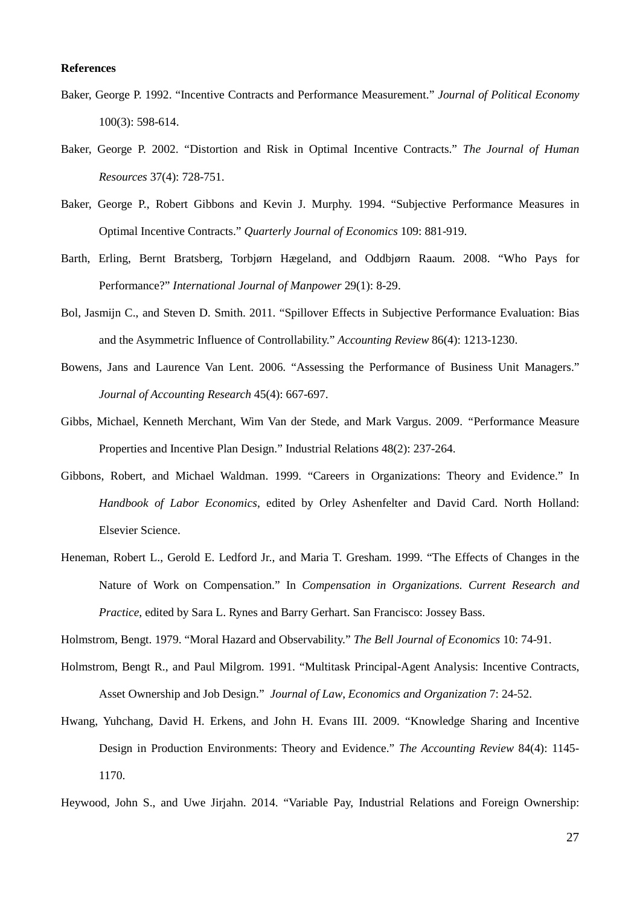**References**

Baker, George P. 1992. "Incentive Contracts and Performance Measurement." *Journal of Political Economy* 100(3): 598-614.

Baker, George P. 2002. "Distortion and Risk in Optimal Incentive Contracts." *The Journal of Human Resources* 37(4): 728-751.

Baker, George P., Robert Gibbons and Kevin J. Murphy. 1994. "Subjective Performance Measures in Optimal Incentive Contracts." *Quarterly Journal of Economics* 109: 881-919.

Barth, Erling, Bernt Bratsberg, Torbjørn Hægeland, and Oddbjørn Raaum. 2008. "Who Pays for Performance?" *International Journal of Manpower* 29(1): 8-29.

Bol, Jasmijn C., and Steven D. Smith. 2011. "Spillover Effects in Subjective Performance Evaluation: Bias and the Asymmetric Influence of Controllability." *Accounting Review* 86(4): 1213-1230.

Bowens, Jans and Laurence Van Lent. 2006. "Assessing the Performance of Business Unit Managers." *Journal of Accounting Research* 45(4): 667-697.

Gibbs, Michael, Kenneth Merchant, Wim Van der Stede, and Mark Vargus. 2009. "Performance Measure Properties and Incentive Plan Design." Industrial Relations 48(2): 237-264.

Gibbons, Robert, and Michael Waldman. 1999. "Careers in Organizations: Theory and Evidence." In *Handbook of Labor Economics*, edited by Orley Ashenfelter and David Card. North Holland: Elsevier Science.

Heneman, Robert L., Gerold E. Ledford Jr., and Maria T. Gresham. 1999. "The Effects of Changes in the Nature of Work on Compensation." In *Compensation in Organizations. Current Research and Practice*, edited by Sara L. Rynes and Barry Gerhart. San Francisco: Jossey Bass.

Holmstrom, Bengt. 1979. "Moral Hazard and Observability." *The Bell Journal of Economics* 10: 74-91.

Holmstrom, Bengt R., and Paul Milgrom. 1991. "Multitask Principal-Agent Analysis: Incentive Contracts, Asset Ownership and Job Design." *Journal of Law*, *Economics and Organization* 7: 24-52.

Hwang, Yuhchang, David H. Erkens, and John H. Evans III. 2009. "Knowledge Sharing and Incentive Design in Production Environments: Theory and Evidence." *The Accounting Review* 84(4): 1145-1170.

Heywood, John S., and Uwe Jirjahn. 2014. "Variable Pay, Industrial Relations and Foreign Ownership: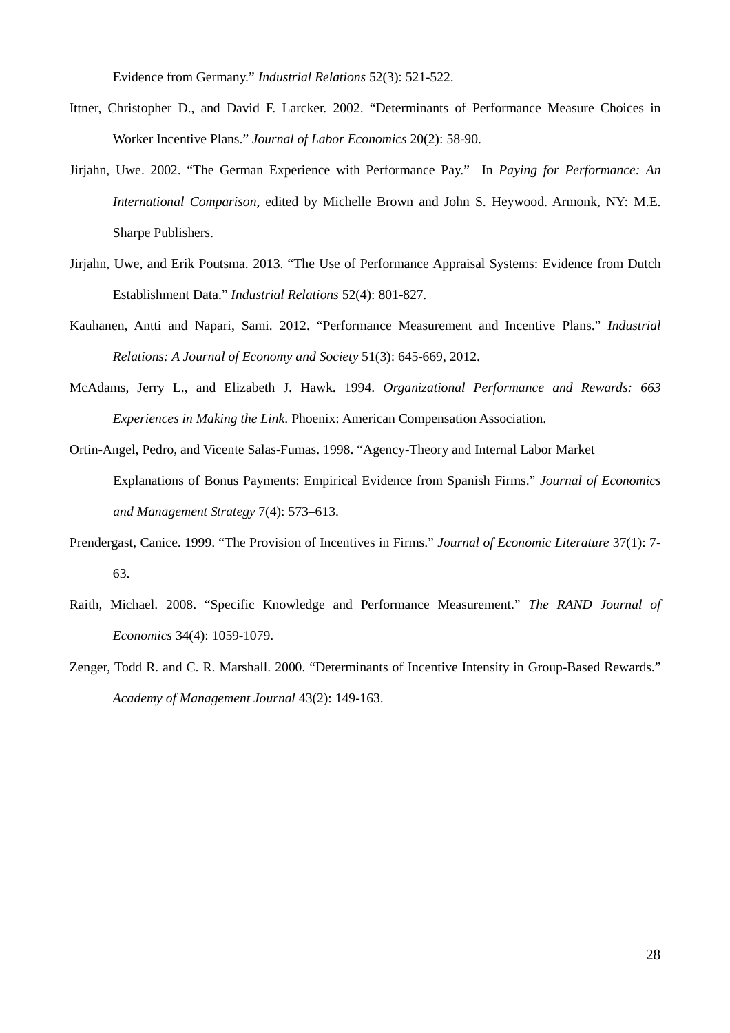Evidence from Germany." *Industrial Relations* 52(3): 521-522.

Ittner, Christopher D., and David F. Larcker. 2002. "Determinants of Performance Measure Choices in Worker Incentive Plans." *Journal of Labor Economics* 20(2): 58-90.

Jirjahn, Uwe. 2002. "The German Experience with Performance Pay." In *Paying for Performance: An International Comparison,* edited by Michelle Brown and John S. Heywood. Armonk, NY: M.E. Sharpe Publishers.

Jirjahn, Uwe, and Erik Poutsma. 2013. "The Use of Performance Appraisal Systems: Evidence from Dutch Establishment Data." *Industrial Relations* 52(4): 801-827.

Kauhanen, Antti and Napari, Sami. 2012. "Performance Measurement and Incentive Plans." *Industrial Relations: A Journal of Economy and Society* 51(3): 645-669, 2012.

McAdams, Jerry L., and Elizabeth J. Hawk. 1994. *Organizational Performance and Rewards: 663 Experiences in Making the Link*. Phoenix: American Compensation Association.

Ortin-Angel, Pedro, and Vicente Salas-Fumas. 1998. "Agency-Theory and Internal Labor Market Explanations of Bonus Payments: Empirical Evidence from Spanish Firms." *Journal of Economics and Management Strategy* 7(4): 573–613.

Prendergast, Canice. 1999. "The Provision of Incentives in Firms." *Journal of Economic Literature* 37(1): 7-63.

Raith, Michael. 2008. "Specific Knowledge and Performance Measurement." *The RAND Journal of Economics* 34(4): 1059-1079.

Zenger, Todd R. and C. R. Marshall. 2000. "Determinants of Incentive Intensity in Group-Based Rewards." *Academy of Management Journal* 43(2): 149-163.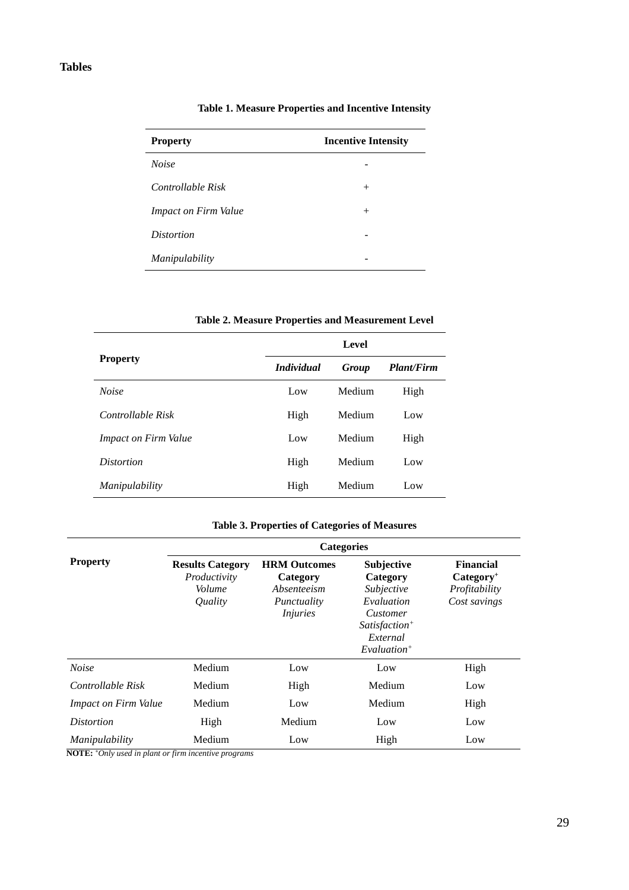**Tables**

**Table 1. Measure Properties and Incentive Intensity**

| **Property** | **Incentive Intensity** |
|---|---|
| *Noise* | - |
| *Controllable Risk* | + |
| *Impact on Firm Value* | + |
| *Distortion* | - |
| *Manipulability* | - |

**Table 2. Measure Properties and Measurement Level**

| **Property** | **Level** | | |
|---|---|---|---|
| | ***Individual*** | ***Group*** | ***Plant/Firm*** |
| *Noise* | Low | Medium | High |
| *Controllable Risk* | High | Medium | Low |
| *Impact on Firm Value* | Low | Medium | High |
| *Distortion* | High | Medium | Low |
| *Manipulability* | High | Medium | Low |

**Table 3. Properties of Categories of Measures**

| **Property** | **Categories** | | | |
|---|---|---|---|---|
| | **Results Category** *Productivity Volume Quality* | **HRM Outcomes Category** *Absenteeism Punctuality Injuries* | **Subjective Category** *Subjective Evaluation Customer Satisfaction*[+] *External Evaluation*[+] | **Financial Category**[+] *Profitability Cost savings* |
| *Noise* | Medium | Low | Low | High |
| *Controllable Risk* | Medium | High | Medium | Low |
| *Impact on Firm Value* | Medium | Low | Medium | High |
| *Distortion* | High | Medium | Low | Low |
| *Manipulability* | Medium | Low | High | Low |

**NOTE:** [+] *Only used in plant or firm incentive programs*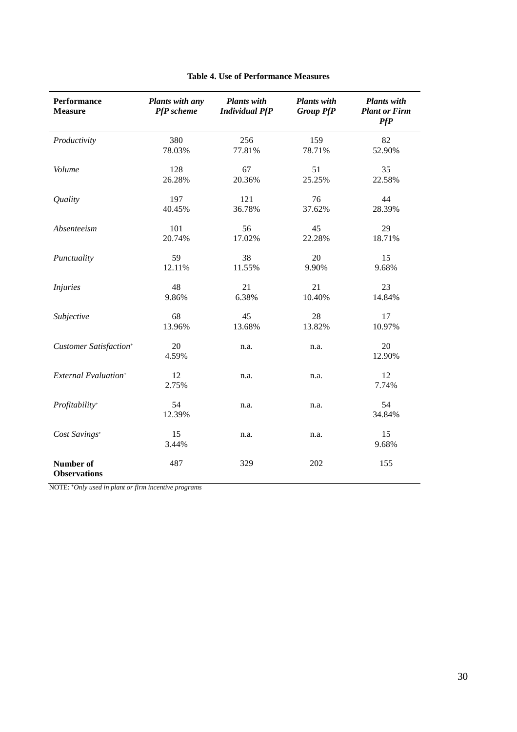**Table 4. Use of Performance Measures**

| **Performance Measure** | ***Plants with any PfP scheme*** | ***Plants with Individual PfP*** | ***Plants with Group PfP*** | ***Plants with Plant or Firm PfP*** |
|---|---|---|---|---|
| *Productivity* | 380<br>78.03% | 256<br>77.81% | 159<br>78.71% | 82<br>52.90% |
| *Volume* | 128<br>26.28% | 67<br>20.36% | 51<br>25.25% | 35<br>22.58% |
| *Quality* | 197<br>40.45% | 121<br>36.78% | 76<br>37.62% | 44<br>28.39% |
| *Absenteeism* | 101<br>20.74% | 56<br>17.02% | 45<br>22.28% | 29<br>18.71% |
| *Punctuality* | 59<br>12.11% | 38<br>11.55% | 20<br>9.90% | 15<br>9.68% |
| *Injuries* | 48<br>9.86% | 21<br>6.38% | 21<br>10.40% | 23<br>14.84% |
| *Subjective* | 68<br>13.96% | 45<br>13.68% | 28<br>13.82% | 17<br>10.97% |
| *Customer Satisfaction*[+] | 20<br>4.59% | n.a. | n.a. | 20<br>12.90% |
| *External Evaluation*[+] | 12<br>2.75% | n.a. | n.a. | 12<br>7.74% |
| *Profitability*[+] | 54<br>12.39% | n.a. | n.a. | 54<br>34.84% |
| *Cost Savings*[+] | 15<br>3.44% | n.a. | n.a. | 15<br>9.68% |
| **Number of Observations** | 487 | 329 | 202 | 155 |

NOTE: [+]*Only used in plant or firm incentive programs*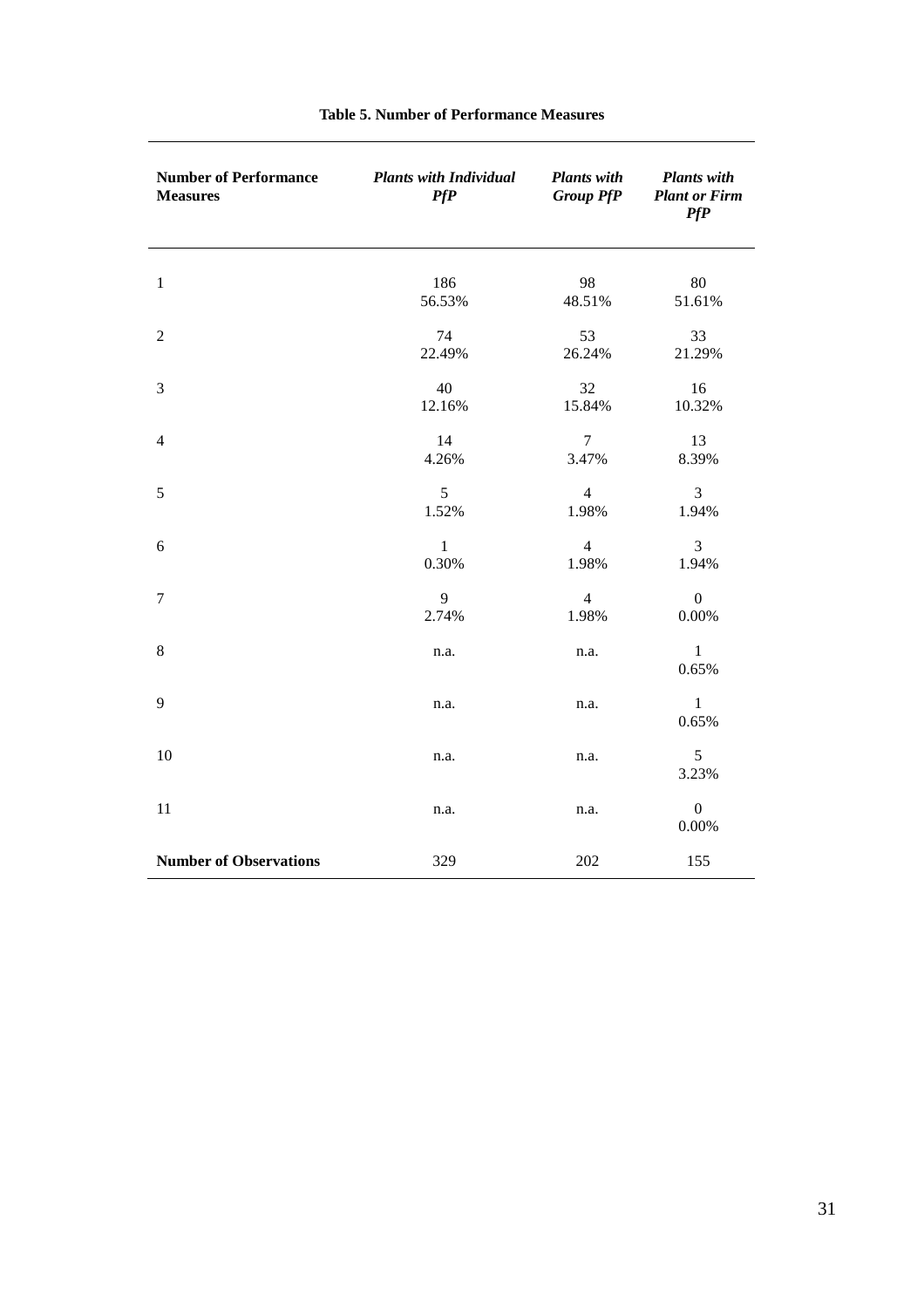**Table 5. Number of Performance Measures**

| **Number of Performance Measures** | ***Plants with Individual PfP*** | ***Plants with Group PfP*** | ***Plants with Plant or Firm PfP*** |
|---|---|---|---|
| 1 | 186<br>56.53% | 98<br>48.51% | 80<br>51.61% |
| 2 | 74<br>22.49% | 53<br>26.24% | 33<br>21.29% |
| 3 | 40<br>12.16% | 32<br>15.84% | 16<br>10.32% |
| 4 | 14<br>4.26% | 7<br>3.47% | 13<br>8.39% |
| 5 | 5<br>1.52% | 4<br>1.98% | 3<br>1.94% |
| 6 | 1<br>0.30% | 4<br>1.98% | 3<br>1.94% |
| 7 | 9<br>2.74% | 4<br>1.98% | 0<br>0.00% |
| 8 | n.a. | n.a. | 1<br>0.65% |
| 9 | n.a. | n.a. | 1<br>0.65% |
| 10 | n.a. | n.a. | 5<br>3.23% |
| 11 | n.a. | n.a. | 0<br>0.00% |
| **Number of Observations** | 329 | 202 | 155 |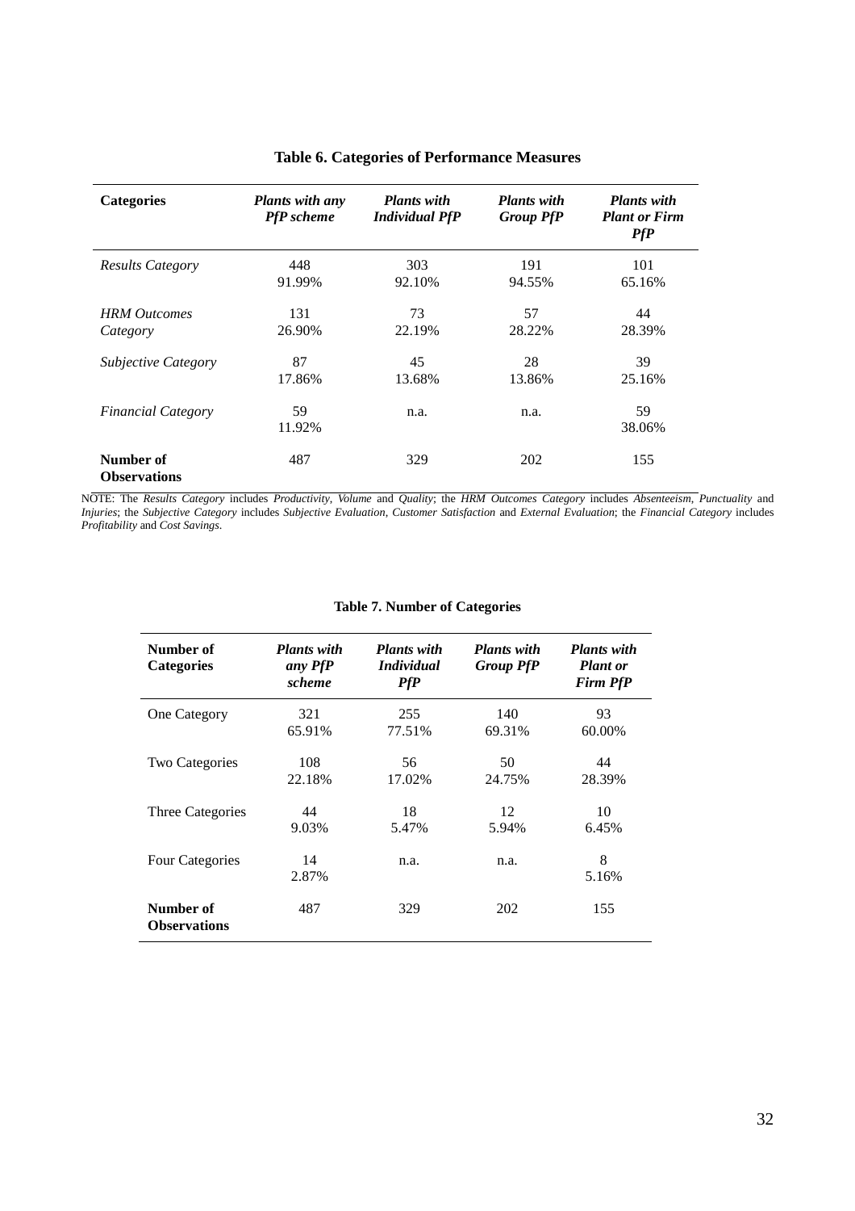**Table 6. Categories of Performance Measures**

| **Categories** | ***Plants with any PfP scheme*** | ***Plants with Individual PfP*** | ***Plants with Group PfP*** | ***Plants with Plant or Firm PfP*** |
|---|---|---|---|---|
| *Results Category* | 448<br>91.99% | 303<br>92.10% | 191<br>94.55% | 101<br>65.16% |
| *HRM Outcomes Category* | 131<br>26.90% | 73<br>22.19% | 57<br>28.22% | 44<br>28.39% |
| *Subjective Category* | 87<br>17.86% | 45<br>13.68% | 28<br>13.86% | 39<br>25.16% |
| *Financial Category* | 59<br>11.92% | n.a. | n.a. | 59<br>38.06% |
| **Number of Observations** | 487 | 329 | 202 | 155 |

NOTE: The *Results Category* includes *Productivity*, *Volume* and *Quality*; the *HRM Outcomes Category* includes *Absenteeism*, *Punctuality* and *Injuries*; the *Subjective Category* includes *Subjective Evaluation*, *Customer Satisfaction* and *External Evaluation*; the *Financial Category* includes *Profitability* and *Cost Savings*.

**Table 7. Number of Categories**

| **Number of Categories** | ***Plants with any PfP scheme*** | ***Plants with Individual PfP*** | ***Plants with Group PfP*** | ***Plants with Plant or Firm PfP*** |
|---|---|---|---|---|
| One Category | 321<br>65.91% | 255<br>77.51% | 140<br>69.31% | 93<br>60.00% |
| Two Categories | 108<br>22.18% | 56<br>17.02% | 50<br>24.75% | 44<br>28.39% |
| Three Categories | 44<br>9.03% | 18<br>5.47% | 12<br>5.94% | 10<br>6.45% |
| Four Categories | 14<br>2.87% | n.a. | n.a. | 8<br>5.16% |
| **Number of Observations** | 487 | 329 | 202 | 155 |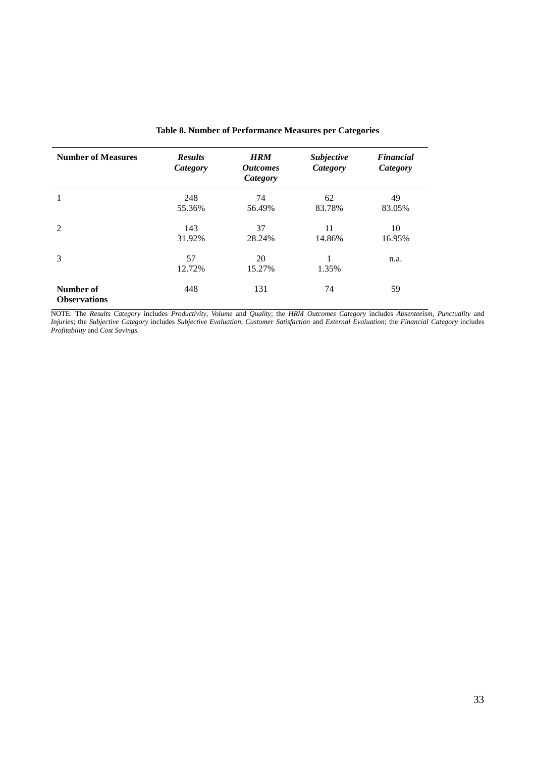**Table 8. Number of Performance Measures per Categories**

| **Number of Measures** | ***Results Category*** | ***HRM Outcomes Category*** | ***Subjective Category*** | ***Financial Category*** |
|---|---|---|---|---|
| 1 | 248<br>55.36% | 74<br>56.49% | 62<br>83.78% | 49<br>83.05% |
| 2 | 143<br>31.92% | 37<br>28.24% | 11<br>14.86% | 10<br>16.95% |
| 3 | 57<br>12.72% | 20<br>15.27% | 1<br>1.35% | n.a. |
| **Number of Observations** | 448 | 131 | 74 | 59 |

NOTE: The *Results Category* includes *Productivity*, *Volume* and *Quality*; the *HRM Outcomes Category* includes *Absenteeism*, *Punctuality* and *Injuries*; the *Subjective Category* includes *Subjective Evaluation*, *Customer Satisfaction* and *External Evaluation*; the *Financial Category* includes *Profitability* and *Cost Savings*.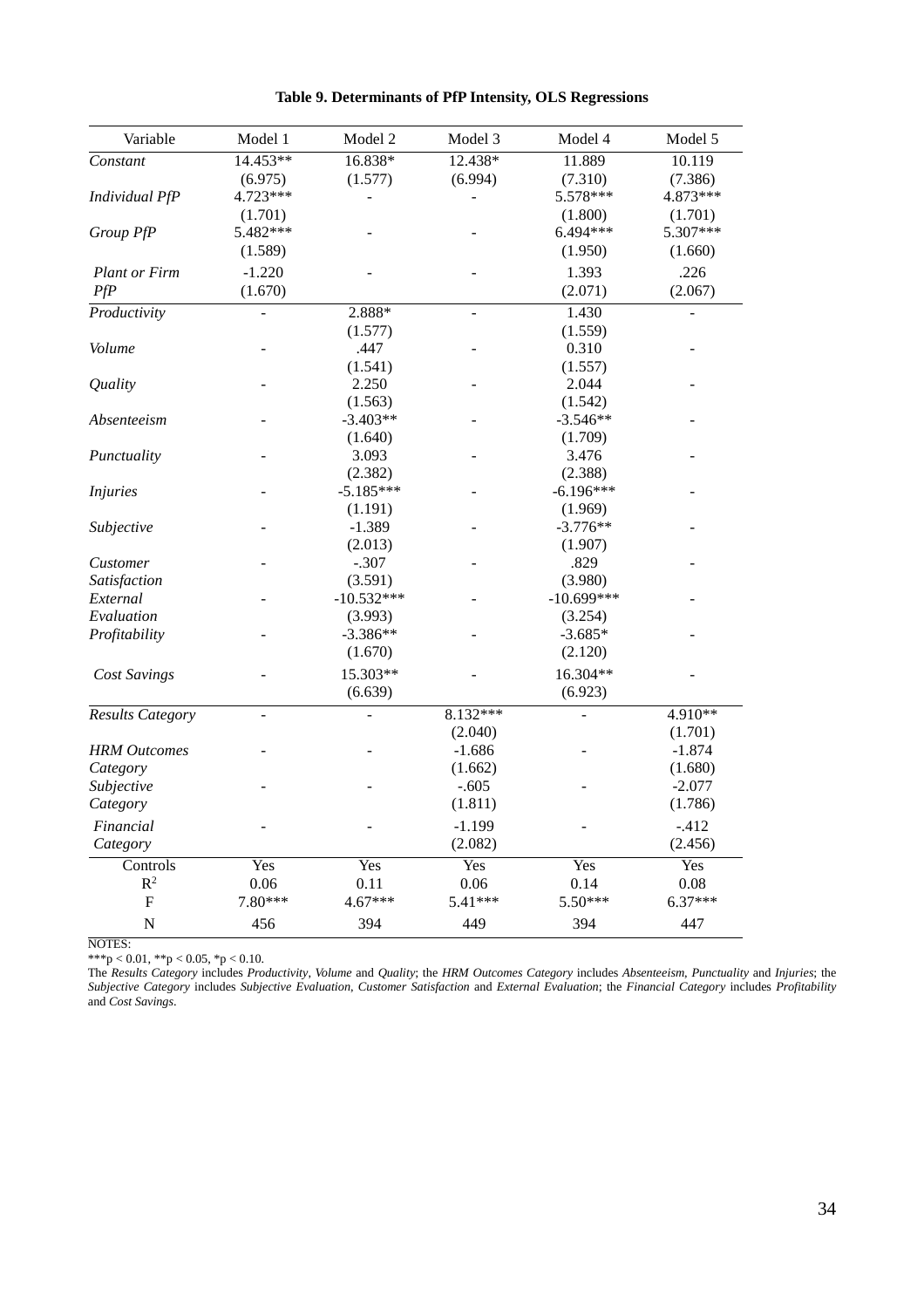**Table 9. Determinants of PfP Intensity, OLS Regressions**

| Variable | Model 1 | Model 2 | Model 3 | Model 4 | Model 5 |
|---|---|---|---|---|---|
| *Constant* | 14.453** | 16.838* | 12.438* | 11.889 | 10.119 |
| | (6.975) | (1.577) | (6.994) | (7.310) | (7.386) |
| *Individual PfP* | 4.723*** | - | - | 5.578*** | 4.873*** |
| | (1.701) | | | (1.800) | (1.701) |
| *Group PfP* | 5.482*** | - | - | 6.494*** | 5.307*** |
| | (1.589) | | | (1.950) | (1.660) |
| *Plant or Firm PfP* | -1.220 | - | - | 1.393 | .226 |
| | (1.670) | | | (2.071) | (2.067) |
| *Productivity* | - | 2.888* | - | 1.430 | - |
| | | (1.577) | | (1.559) | |
| *Volume* | - | .447 | - | 0.310 | - |
| | | (1.541) | | (1.557) | |
| *Quality* | - | 2.250 | - | 2.044 | - |
| | | (1.563) | | (1.542) | |
| *Absenteeism* | - | -3.403** | - | -3.546** | - |
| | | (1.640) | | (1.709) | |
| *Punctuality* | - | 3.093 | - | 3.476 | - |
| | | (2.382) | | (2.388) | |
| *Injuries* | - | -5.185*** | - | -6.196*** | - |
| | | (1.191) | | (1.969) | |
| *Subjective* | - | -1.389 | - | -3.776** | - |
| | | (2.013) | | (1.907) | |
| *Customer Satisfaction* | - | -.307 | - | .829 | - |
| | | (3.591) | | (3.980) | |
| *External Evaluation* | - | -10.532*** | - | -10.699*** | - |
| | | (3.993) | | (3.254) | |
| *Profitability* | - | -3.386** | - | -3.685* | - |
| | | (1.670) | | (2.120) | |
| *Cost Savings* | - | 15.303** | - | 16.304** | - |
| | | (6.639) | | (6.923) | |
| *Results Category* | - | - | 8.132*** | - | 4.910** |
| | | | (2.040) | | (1.701) |
| *HRM Outcomes Category* | - | - | -1.686 | - | -1.874 |
| | | | (1.662) | | (1.680) |
| *Subjective Category* | - | - | -.605 | - | -2.077 |
| | | | (1.811) | | (1.786) |
| *Financial Category* | - | - | -1.199 | - | -.412 |
| | | | (2.082) | | (2.456) |
| Controls | Yes | Yes | Yes | Yes | Yes |
| $R^2$ | 0.06 | 0.11 | 0.06 | 0.14 | 0.08 |
| F | 7.80*** | 4.67*** | 5.41*** | 5.50*** | 6.37*** |
| N | 456 | 394 | 449 | 394 | 447 |

NOTES:

***p < 0.01, **p < 0.05, *p < 0.10.

The *Results Category* includes *Productivity*, *Volume* and *Quality*; the *HRM Outcomes Category* includes *Absenteeism*, *Punctuality* and *Injuries*; the *Subjective Category* includes *Subjective Evaluation*, *Customer Satisfaction* and *External Evaluation*; the *Financial Category* includes *Profitability* and *Cost Savings*.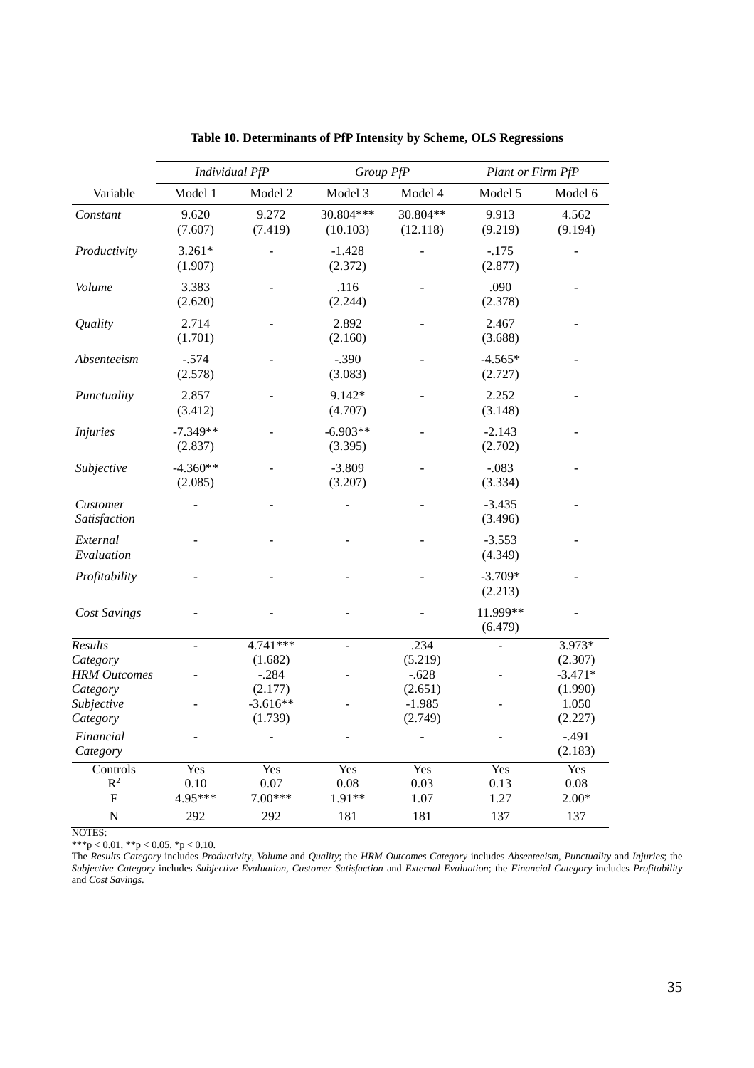**Table 10. Determinants of PfP Intensity by Scheme, OLS Regressions**

| | *Individual PfP* | | *Group PfP* | | *Plant or Firm PfP* | |
|---|---|---|---|---|---|---|
| Variable | Model 1 | Model 2 | Model 3 | Model 4 | Model 5 | Model 6 |
| *Constant* | 9.620 (7.607) | 9.272 (7.419) | 30.804*** (10.103) | 30.804** (12.118) | 9.913 (9.219) | 4.562 (9.194) |
| *Productivity* | 3.261* (1.907) | - | -1.428 (2.372) | - | -.175 (2.877) | - |
| *Volume* | 3.383 (2.620) | - | .116 (2.244) | - | .090 (2.378) | - |
| *Quality* | 2.714 (1.701) | - | 2.892 (2.160) | - | 2.467 (3.688) | - |
| *Absenteeism* | -.574 (2.578) | - | -.390 (3.083) | - | -4.565* (2.727) | - |
| *Punctuality* | 2.857 (3.412) | - | 9.142* (4.707) | - | 2.252 (3.148) | - |
| *Injuries* | -7.349** (2.837) | - | -6.903** (3.395) | - | -2.143 (2.702) | - |
| *Subjective* | -4.360** (2.085) | - | -3.809 (3.207) | - | -.083 (3.334) | - |
| *Customer Satisfaction* | - | - | - | - | -3.435 (3.496) | - |
| *External Evaluation* | - | - | - | - | -3.553 (4.349) | - |
| *Profitability* | - | - | - | - | -3.709* (2.213) | - |
| *Cost Savings* | - | - | - | - | 11.999** (6.479) | - |
| *Results Category* | - | 4.741*** (1.682) | - | .234 (5.219) | - | 3.973* (2.307) |
| *HRM Outcomes Category* | - | -.284 (2.177) | - | -.628 (2.651) | - | -3.471* (1.990) |
| *Subjective Category* | - | -3.616** (1.739) | - | -1.985 (2.749) | - | 1.050 (2.227) |
| *Financial Category* | - | - | - | - | - | -.491 (2.183) |
| Controls | Yes | Yes | Yes | Yes | Yes | Yes |
| $R^2$ | 0.10 | 0.07 | 0.08 | 0.03 | 0.13 | 0.08 |
| F | 4.95*** | 7.00*** | 1.91** | 1.07 | 1.27 | 2.00* |
| N | 292 | 292 | 181 | 181 | 137 | 137 |

NOTES:

***p < 0.01, **p < 0.05, *p < 0.10.

The *Results Category* includes *Productivity*, *Volume* and *Quality*; the *HRM Outcomes Category* includes *Absenteeism*, *Punctuality* and *Injuries*; the *Subjective Category* includes *Subjective Evaluation*, *Customer Satisfaction* and *External Evaluation*; the *Financial Category* includes *Profitability* and *Cost Savings*.